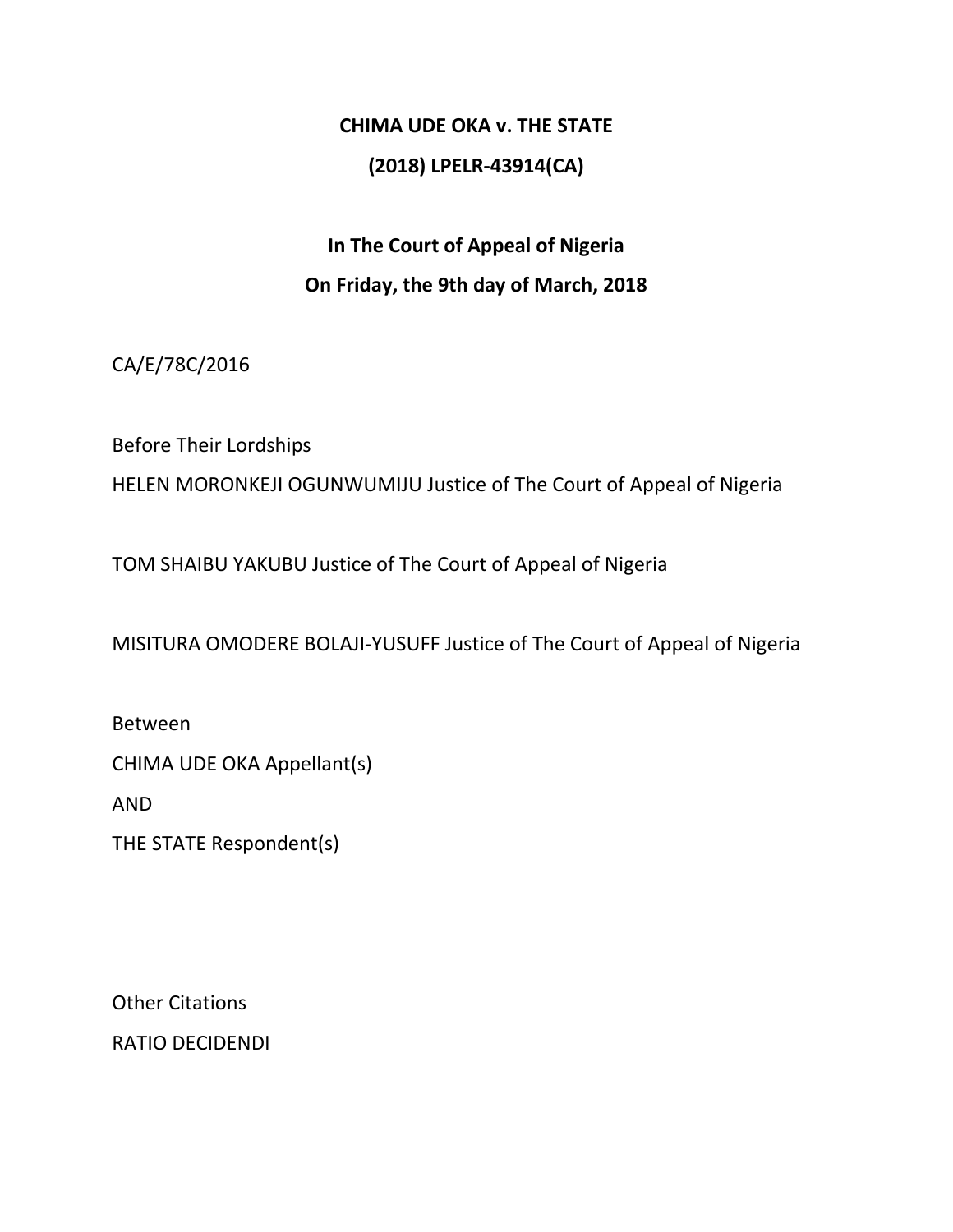**CHIMA UDE OKA v. THE STATE**

**(2018) LPELR-43914(CA)**

**In The Court of Appeal of Nigeria**

**On Friday, the 9th day of March, 2018**

CA/E/78C/2016

Before Their Lordships

HELEN MORONKEJI OGUNWUMIJU Justice of The Court of Appeal of Nigeria

TOM SHAIBU YAKUBU Justice of The Court of Appeal of Nigeria

MISITURA OMODERE BOLAJI-YUSUFF Justice of The Court of Appeal of Nigeria

Between

CHIMA UDE OKA Appellant(s)

AND

THE STATE Respondent(s)

Other Citations

RATIO DECIDENDI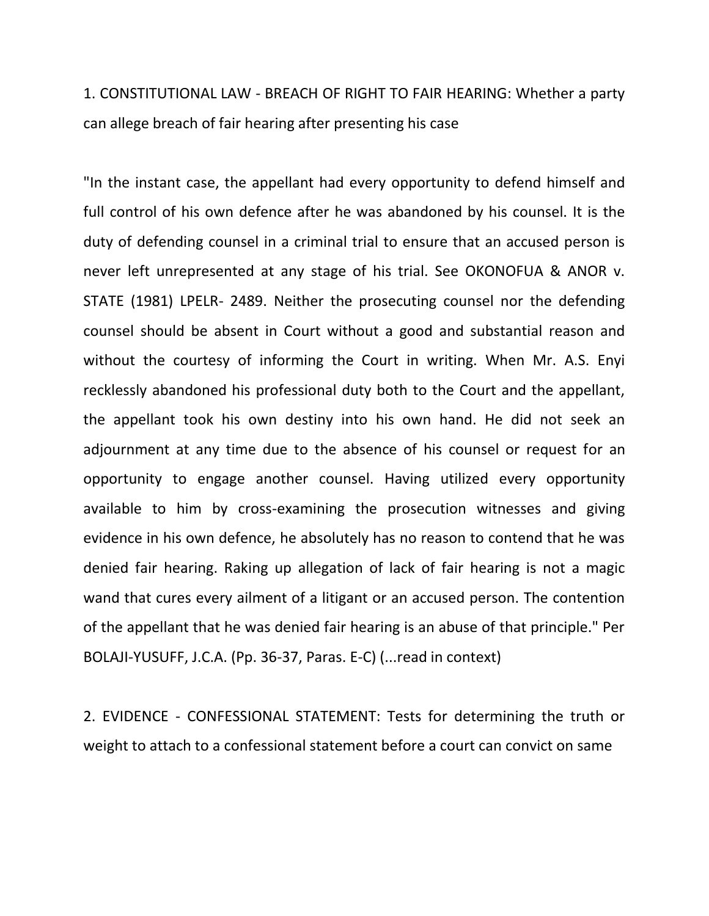1. CONSTITUTIONAL LAW - BREACH OF RIGHT TO FAIR HEARING: Whether a party can allege breach of fair hearing after presenting his case

"In the instant case, the appellant had every opportunity to defend himself and full control of his own defence after he was abandoned by his counsel. It is the duty of defending counsel in a criminal trial to ensure that an accused person is never left unrepresented at any stage of his trial. See OKONOFUA & ANOR v. STATE (1981) LPELR- 2489. Neither the prosecuting counsel nor the defending counsel should be absent in Court without a good and substantial reason and without the courtesy of informing the Court in writing. When Mr. A.S. Enyi recklessly abandoned his professional duty both to the Court and the appellant, the appellant took his own destiny into his own hand. He did not seek an adjournment at any time due to the absence of his counsel or request for an opportunity to engage another counsel. Having utilized every opportunity available to him by cross-examining the prosecution witnesses and giving evidence in his own defence, he absolutely has no reason to contend that he was denied fair hearing. Raking up allegation of lack of fair hearing is not a magic wand that cures every ailment of a litigant or an accused person. The contention of the appellant that he was denied fair hearing is an abuse of that principle." Per BOLAJI-YUSUFF, J.C.A. (Pp. 36-37, Paras. E-C) (...read in context)

2. EVIDENCE - CONFESSIONAL STATEMENT: Tests for determining the truth or weight to attach to a confessional statement before a court can convict on same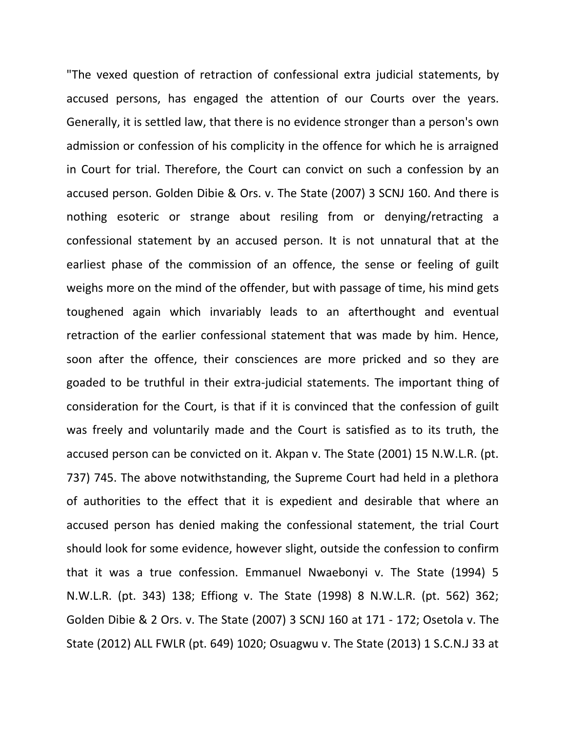"The vexed question of retraction of confessional extra judicial statements, by accused persons, has engaged the attention of our Courts over the years. Generally, it is settled law, that there is no evidence stronger than a person's own admission or confession of his complicity in the offence for which he is arraigned in Court for trial. Therefore, the Court can convict on such a confession by an accused person. Golden Dibie & Ors. v. The State (2007) 3 SCNJ 160. And there is nothing esoteric or strange about resiling from or denying/retracting a confessional statement by an accused person. It is not unnatural that at the earliest phase of the commission of an offence, the sense or feeling of guilt weighs more on the mind of the offender, but with passage of time, his mind gets toughened again which invariably leads to an afterthought and eventual retraction of the earlier confessional statement that was made by him. Hence, soon after the offence, their consciences are more pricked and so they are goaded to be truthful in their extra-judicial statements. The important thing of consideration for the Court, is that if it is convinced that the confession of guilt was freely and voluntarily made and the Court is satisfied as to its truth, the accused person can be convicted on it. Akpan v. The State (2001) 15 N.W.L.R. (pt. 737) 745. The above notwithstanding, the Supreme Court had held in a plethora of authorities to the effect that it is expedient and desirable that where an accused person has denied making the confessional statement, the trial Court should look for some evidence, however slight, outside the confession to confirm that it was a true confession. Emmanuel Nwaebonyi v. The State (1994) 5 N.W.L.R. (pt. 343) 138; Effiong v. The State (1998) 8 N.W.L.R. (pt. 562) 362; Golden Dibie & 2 Ors. v. The State (2007) 3 SCNJ 160 at 171 - 172; Osetola v. The State (2012) ALL FWLR (pt. 649) 1020; Osuagwu v. The State (2013) 1 S.C.N.J 33 at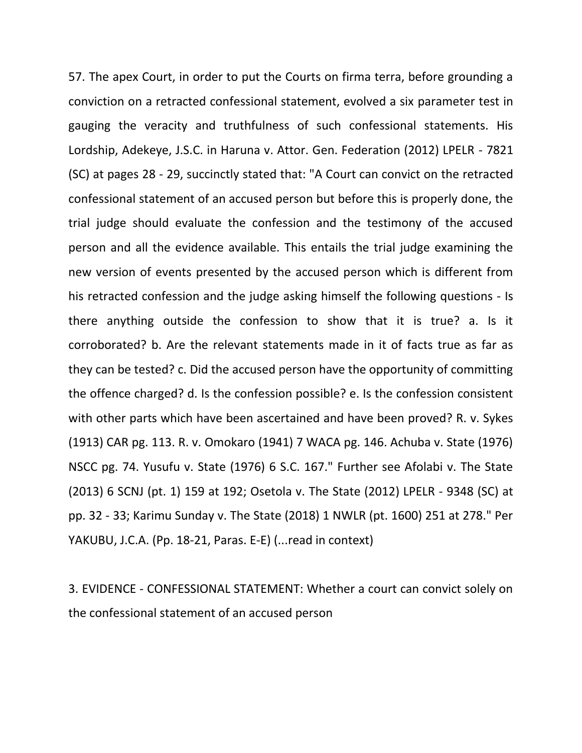57. The apex Court, in order to put the Courts on firma terra, before grounding a conviction on a retracted confessional statement, evolved a six parameter test in gauging the veracity and truthfulness of such confessional statements. His Lordship, Adekeye, J.S.C. in Haruna v. Attor. Gen. Federation (2012) LPELR - 7821 (SC) at pages 28 - 29, succinctly stated that: "A Court can convict on the retracted confessional statement of an accused person but before this is properly done, the trial judge should evaluate the confession and the testimony of the accused person and all the evidence available. This entails the trial judge examining the new version of events presented by the accused person which is different from his retracted confession and the judge asking himself the following questions - Is there anything outside the confession to show that it is true? a. Is it corroborated? b. Are the relevant statements made in it of facts true as far as they can be tested? c. Did the accused person have the opportunity of committing the offence charged? d. Is the confession possible? e. Is the confession consistent with other parts which have been ascertained and have been proved? R. v. Sykes (1913) CAR pg. 113. R. v. Omokaro (1941) 7 WACA pg. 146. Achuba v. State (1976) NSCC pg. 74. Yusufu v. State (1976) 6 S.C. 167." Further see Afolabi v. The State (2013) 6 SCNJ (pt. 1) 159 at 192; Osetola v. The State (2012) LPELR - 9348 (SC) at pp. 32 - 33; Karimu Sunday v. The State (2018) 1 NWLR (pt. 1600) 251 at 278." Per YAKUBU, J.C.A. (Pp. 18-21, Paras. E-E) (...read in context)

3. EVIDENCE - CONFESSIONAL STATEMENT: Whether a court can convict solely on the confessional statement of an accused person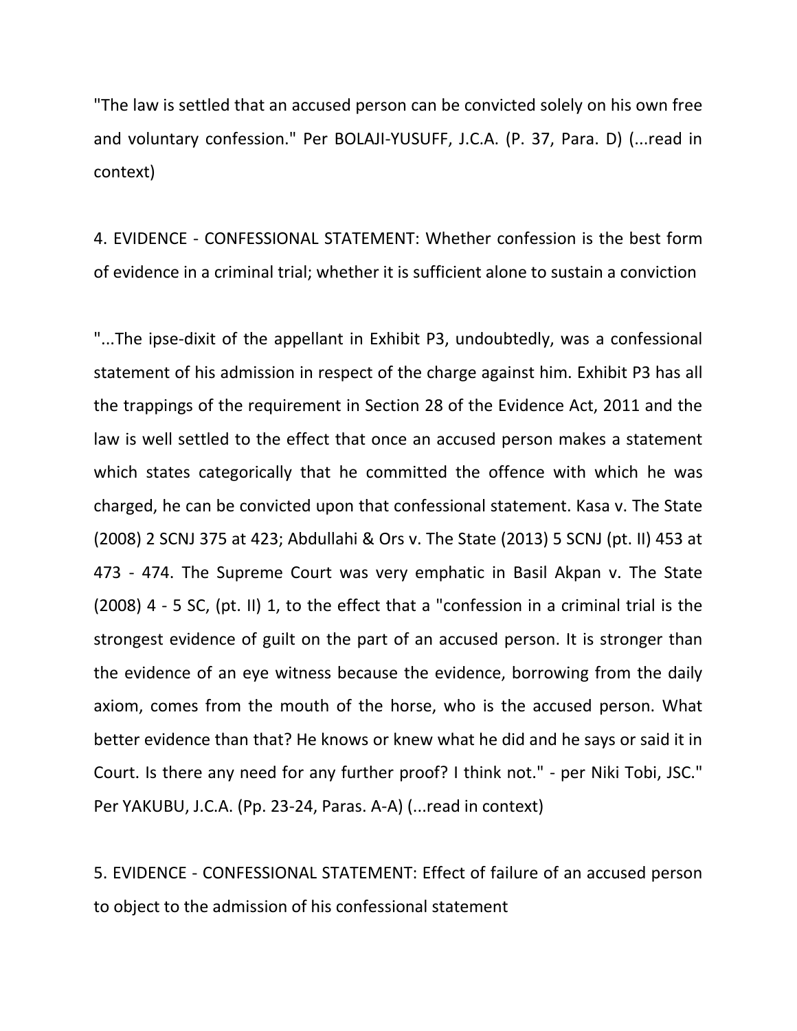"The law is settled that an accused person can be convicted solely on his own free and voluntary confession." Per BOLAJI-YUSUFF, J.C.A. (P. 37, Para. D) (...read in context)

4. EVIDENCE - CONFESSIONAL STATEMENT: Whether confession is the best form of evidence in a criminal trial; whether it is sufficient alone to sustain a conviction

"...The ipse-dixit of the appellant in Exhibit P3, undoubtedly, was a confessional statement of his admission in respect of the charge against him. Exhibit P3 has all the trappings of the requirement in Section 28 of the Evidence Act, 2011 and the law is well settled to the effect that once an accused person makes a statement which states categorically that he committed the offence with which he was charged, he can be convicted upon that confessional statement. Kasa v. The State (2008) 2 SCNJ 375 at 423; Abdullahi & Ors v. The State (2013) 5 SCNJ (pt. II) 453 at 473 - 474. The Supreme Court was very emphatic in Basil Akpan v. The State (2008) 4 - 5 SC, (pt. II) 1, to the effect that a "confession in a criminal trial is the strongest evidence of guilt on the part of an accused person. It is stronger than the evidence of an eye witness because the evidence, borrowing from the daily axiom, comes from the mouth of the horse, who is the accused person. What better evidence than that? He knows or knew what he did and he says or said it in Court. Is there any need for any further proof? I think not." - per Niki Tobi, JSC." Per YAKUBU, J.C.A. (Pp. 23-24, Paras. A-A) (...read in context)

5. EVIDENCE - CONFESSIONAL STATEMENT: Effect of failure of an accused person to object to the admission of his confessional statement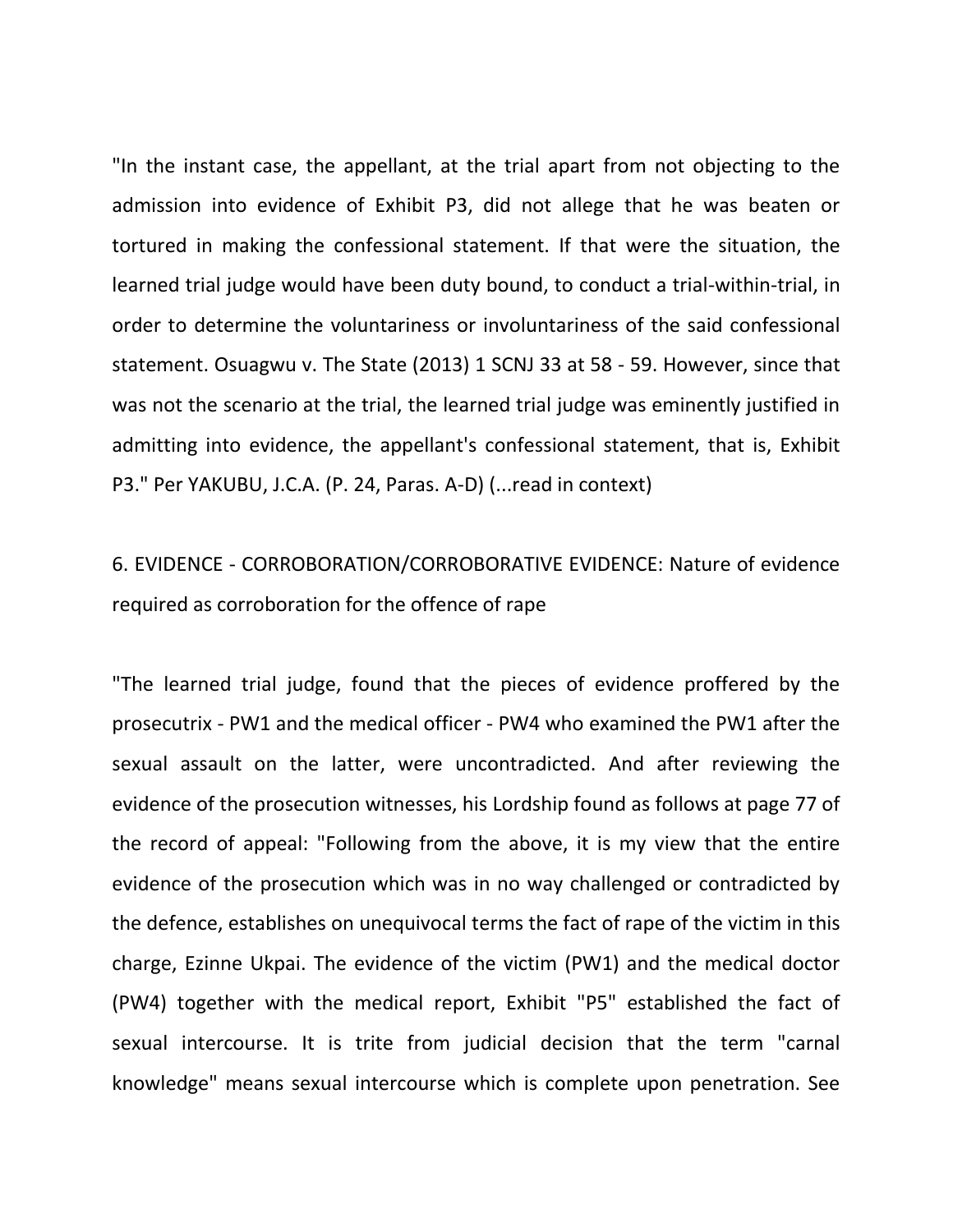"In the instant case, the appellant, at the trial apart from not objecting to the admission into evidence of Exhibit P3, did not allege that he was beaten or tortured in making the confessional statement. If that were the situation, the learned trial judge would have been duty bound, to conduct a trial-within-trial, in order to determine the voluntariness or involuntariness of the said confessional statement. Osuagwu v. The State (2013) 1 SCNJ 33 at 58 - 59. However, since that was not the scenario at the trial, the learned trial judge was eminently justified in admitting into evidence, the appellant's confessional statement, that is, Exhibit P3." Per YAKUBU, J.C.A. (P. 24, Paras. A-D) (...read in context)

6. EVIDENCE - CORROBORATION/CORROBORATIVE EVIDENCE: Nature of evidence required as corroboration for the offence of rape

"The learned trial judge, found that the pieces of evidence proffered by the prosecutrix - PW1 and the medical officer - PW4 who examined the PW1 after the sexual assault on the latter, were uncontradicted. And after reviewing the evidence of the prosecution witnesses, his Lordship found as follows at page 77 of the record of appeal: "Following from the above, it is my view that the entire evidence of the prosecution which was in no way challenged or contradicted by the defence, establishes on unequivocal terms the fact of rape of the victim in this charge, Ezinne Ukpai. The evidence of the victim (PW1) and the medical doctor (PW4) together with the medical report, Exhibit "P5" established the fact of sexual intercourse. It is trite from judicial decision that the term "carnal knowledge" means sexual intercourse which is complete upon penetration. See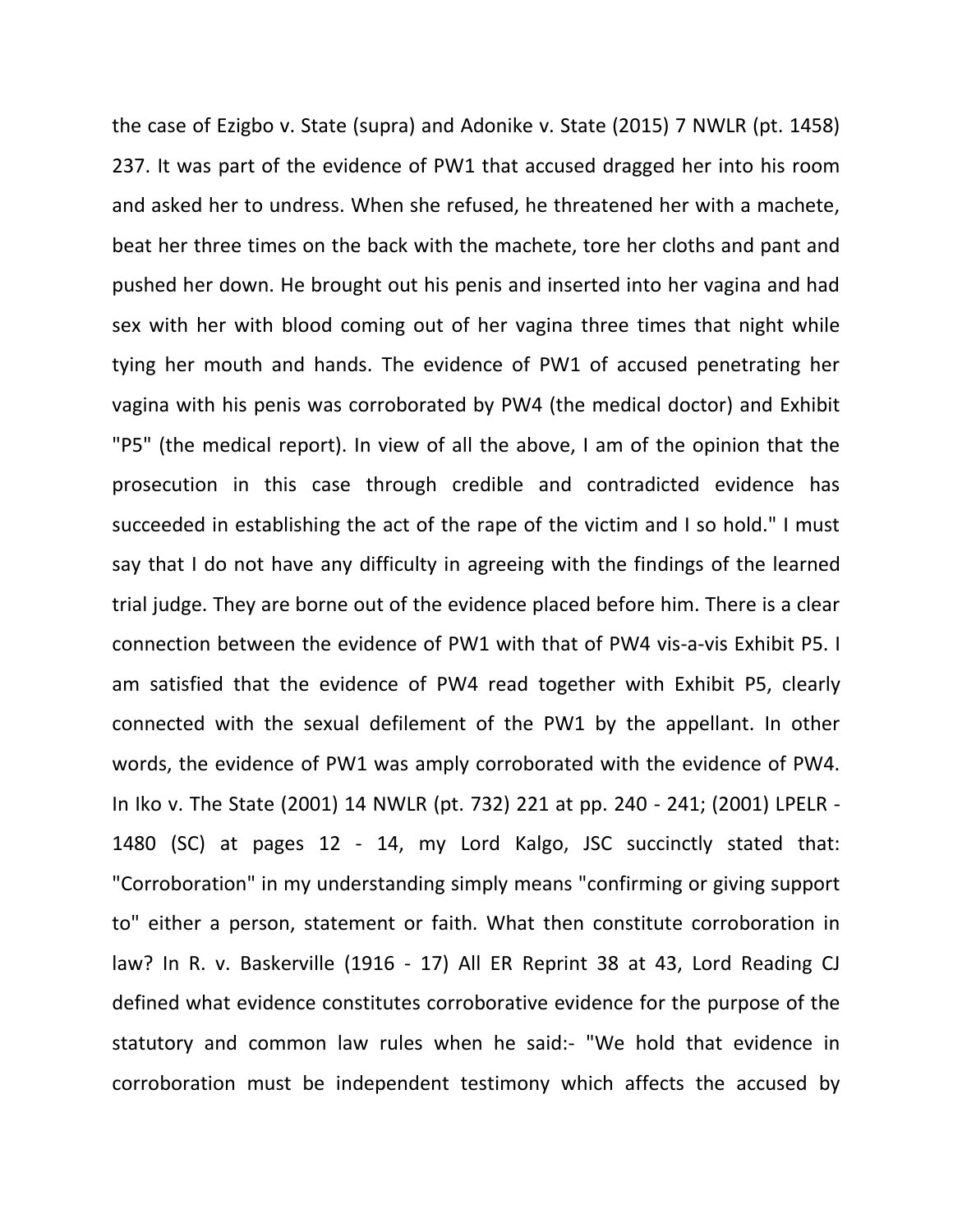the case of Ezigbo v. State (supra) and Adonike v. State (2015) 7 NWLR (pt. 1458) 237. It was part of the evidence of PW1 that accused dragged her into his room and asked her to undress. When she refused, he threatened her with a machete, beat her three times on the back with the machete, tore her cloths and pant and pushed her down. He brought out his penis and inserted into her vagina and had sex with her with blood coming out of her vagina three times that night while tying her mouth and hands. The evidence of PW1 of accused penetrating her vagina with his penis was corroborated by PW4 (the medical doctor) and Exhibit "P5" (the medical report). In view of all the above, I am of the opinion that the prosecution in this case through credible and contradicted evidence has succeeded in establishing the act of the rape of the victim and I so hold." I must say that I do not have any difficulty in agreeing with the findings of the learned trial judge. They are borne out of the evidence placed before him. There is a clear connection between the evidence of PW1 with that of PW4 vis-a-vis Exhibit P5. I am satisfied that the evidence of PW4 read together with Exhibit P5, clearly connected with the sexual defilement of the PW1 by the appellant. In other words, the evidence of PW1 was amply corroborated with the evidence of PW4. In Iko v. The State (2001) 14 NWLR (pt. 732) 221 at pp. 240 - 241; (2001) LPELR - 1480 (SC) at pages 12 - 14, my Lord Kalgo, JSC succinctly stated that: "Corroboration" in my understanding simply means "confirming or giving support to" either a person, statement or faith. What then constitute corroboration in law? In R. v. Baskerville (1916 - 17) All ER Reprint 38 at 43, Lord Reading CJ defined what evidence constitutes corroborative evidence for the purpose of the statutory and common law rules when he said:- "We hold that evidence in corroboration must be independent testimony which affects the accused by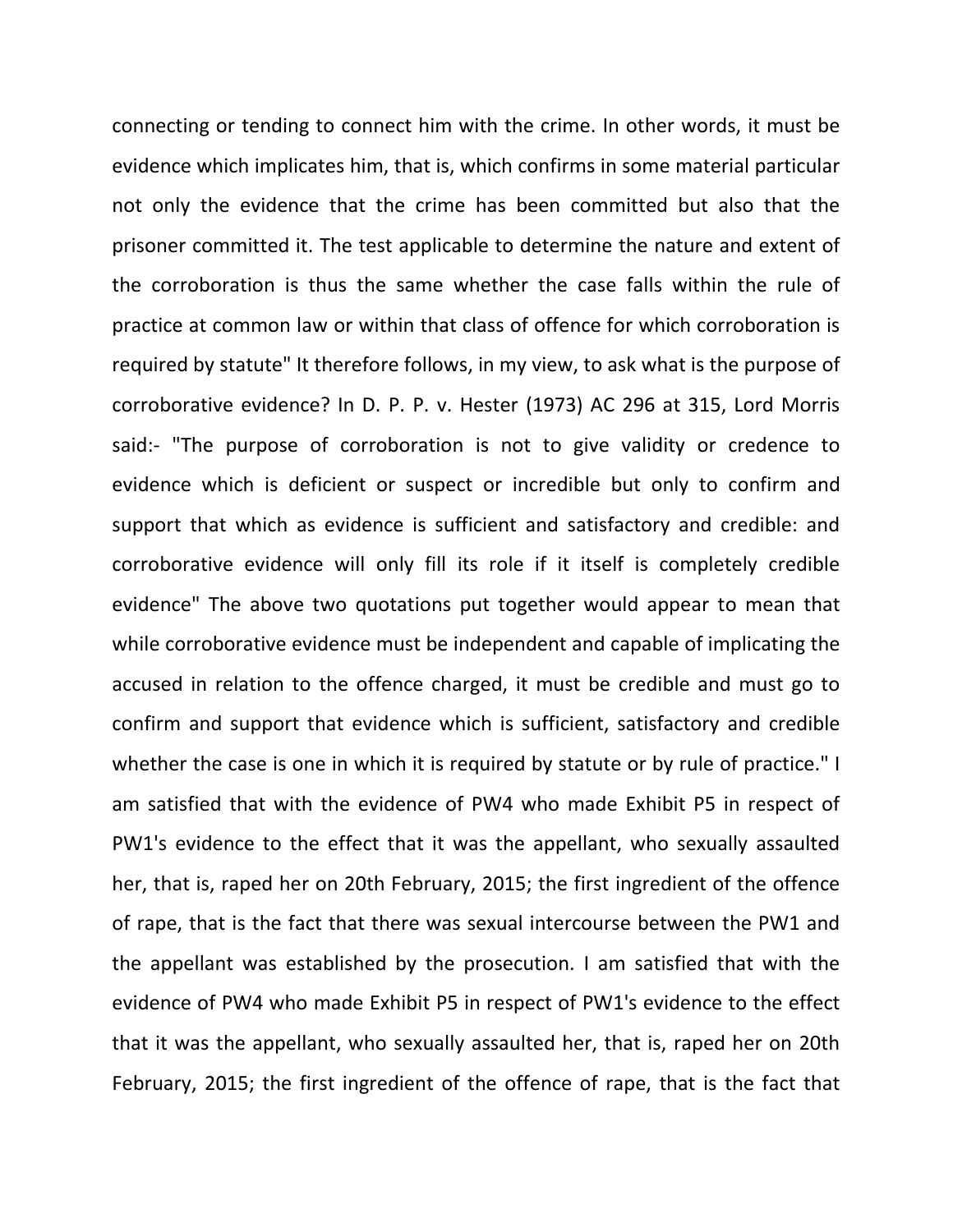connecting or tending to connect him with the crime. In other words, it must be evidence which implicates him, that is, which confirms in some material particular not only the evidence that the crime has been committed but also that the prisoner committed it. The test applicable to determine the nature and extent of the corroboration is thus the same whether the case falls within the rule of practice at common law or within that class of offence for which corroboration is required by statute" It therefore follows, in my view, to ask what is the purpose of corroborative evidence? In D. P. P. v. Hester (1973) AC 296 at 315, Lord Morris said:- "The purpose of corroboration is not to give validity or credence to evidence which is deficient or suspect or incredible but only to confirm and support that which as evidence is sufficient and satisfactory and credible: and corroborative evidence will only fill its role if it itself is completely credible evidence" The above two quotations put together would appear to mean that while corroborative evidence must be independent and capable of implicating the accused in relation to the offence charged, it must be credible and must go to confirm and support that evidence which is sufficient, satisfactory and credible whether the case is one in which it is required by statute or by rule of practice." I am satisfied that with the evidence of PW4 who made Exhibit P5 in respect of PW1's evidence to the effect that it was the appellant, who sexually assaulted her, that is, raped her on 20th February, 2015; the first ingredient of the offence of rape, that is the fact that there was sexual intercourse between the PW1 and the appellant was established by the prosecution. I am satisfied that with the evidence of PW4 who made Exhibit P5 in respect of PW1's evidence to the effect that it was the appellant, who sexually assaulted her, that is, raped her on 20th February, 2015; the first ingredient of the offence of rape, that is the fact that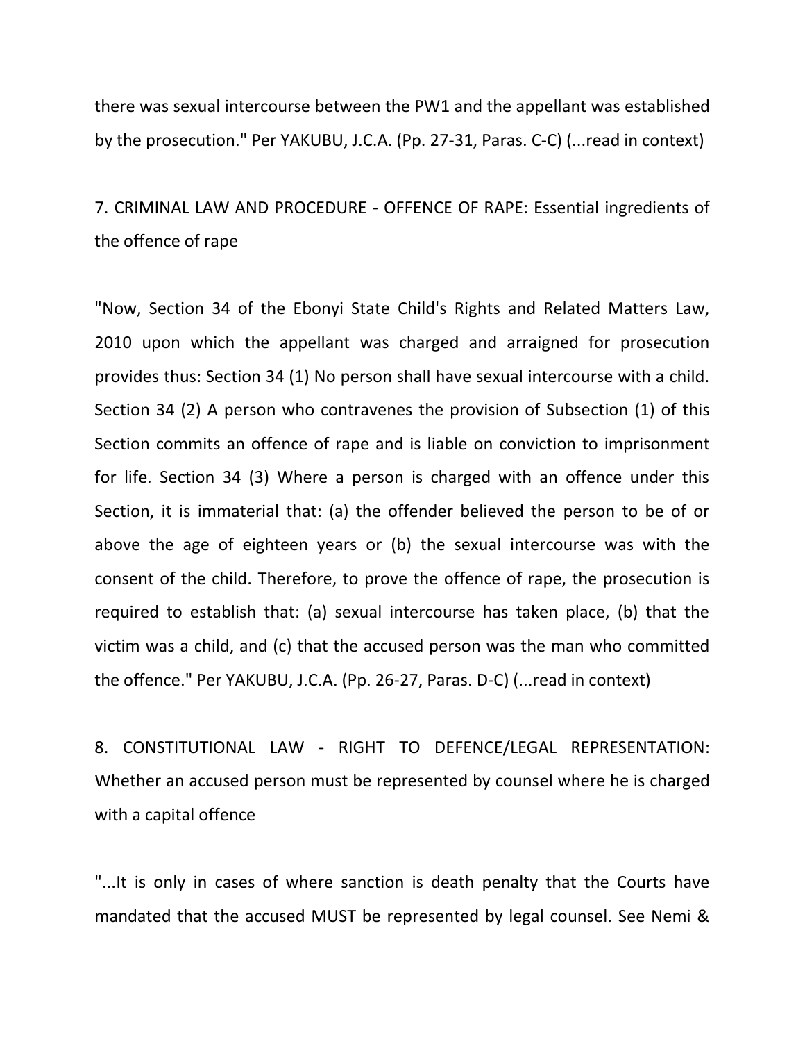there was sexual intercourse between the PW1 and the appellant was established by the prosecution." Per YAKUBU, J.C.A. (Pp. 27-31, Paras. C-C) (...read in context)

7. CRIMINAL LAW AND PROCEDURE - OFFENCE OF RAPE: Essential ingredients of the offence of rape

"Now, Section 34 of the Ebonyi State Child's Rights and Related Matters Law, 2010 upon which the appellant was charged and arraigned for prosecution provides thus: Section 34 (1) No person shall have sexual intercourse with a child. Section 34 (2) A person who contravenes the provision of Subsection (1) of this Section commits an offence of rape and is liable on conviction to imprisonment for life. Section 34 (3) Where a person is charged with an offence under this Section, it is immaterial that: (a) the offender believed the person to be of or above the age of eighteen years or (b) the sexual intercourse was with the consent of the child. Therefore, to prove the offence of rape, the prosecution is required to establish that: (a) sexual intercourse has taken place, (b) that the victim was a child, and (c) that the accused person was the man who committed the offence." Per YAKUBU, J.C.A. (Pp. 26-27, Paras. D-C) (...read in context)

8. CONSTITUTIONAL LAW - RIGHT TO DEFENCE/LEGAL REPRESENTATION: Whether an accused person must be represented by counsel where he is charged with a capital offence

"...It is only in cases of where sanction is death penalty that the Courts have mandated that the accused MUST be represented by legal counsel. See Nemi &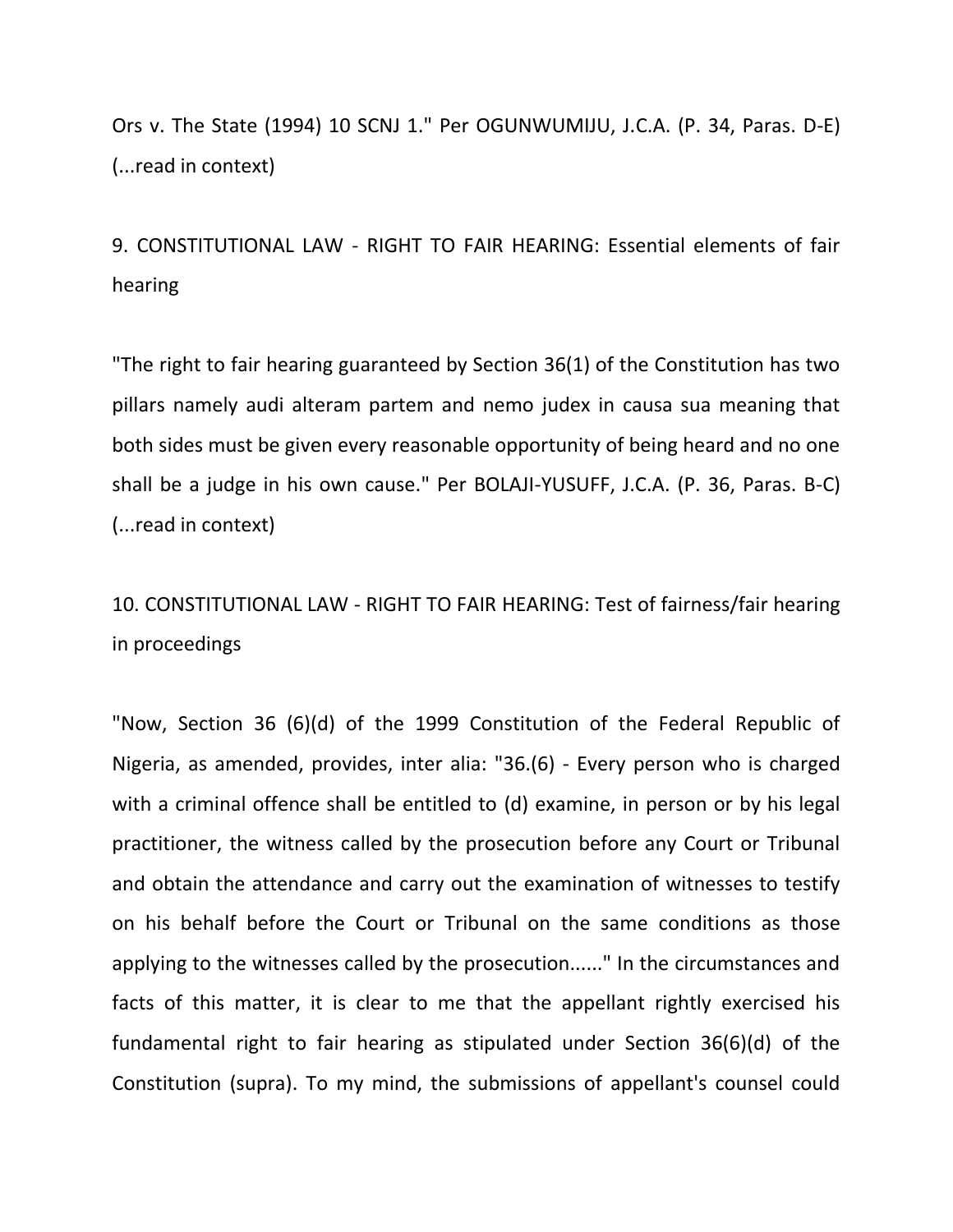Ors v. The State (1994) 10 SCNJ 1." Per OGUNWUMIJU, J.C.A. (P. 34, Paras. D-E) (...read in context)

9. CONSTITUTIONAL LAW - RIGHT TO FAIR HEARING: Essential elements of fair hearing

"The right to fair hearing guaranteed by Section 36(1) of the Constitution has two pillars namely audi alteram partem and nemo judex in causa sua meaning that both sides must be given every reasonable opportunity of being heard and no one shall be a judge in his own cause." Per BOLAJI-YUSUFF, J.C.A. (P. 36, Paras. B-C) (...read in context)

10. CONSTITUTIONAL LAW - RIGHT TO FAIR HEARING: Test of fairness/fair hearing in proceedings

"Now, Section 36 (6)(d) of the 1999 Constitution of the Federal Republic of Nigeria, as amended, provides, inter alia: "36.(6) - Every person who is charged with a criminal offence shall be entitled to (d) examine, in person or by his legal practitioner, the witness called by the prosecution before any Court or Tribunal and obtain the attendance and carry out the examination of witnesses to testify on his behalf before the Court or Tribunal on the same conditions as those applying to the witnesses called by the prosecution......" In the circumstances and facts of this matter, it is clear to me that the appellant rightly exercised his fundamental right to fair hearing as stipulated under Section 36(6)(d) of the Constitution (supra). To my mind, the submissions of appellant's counsel could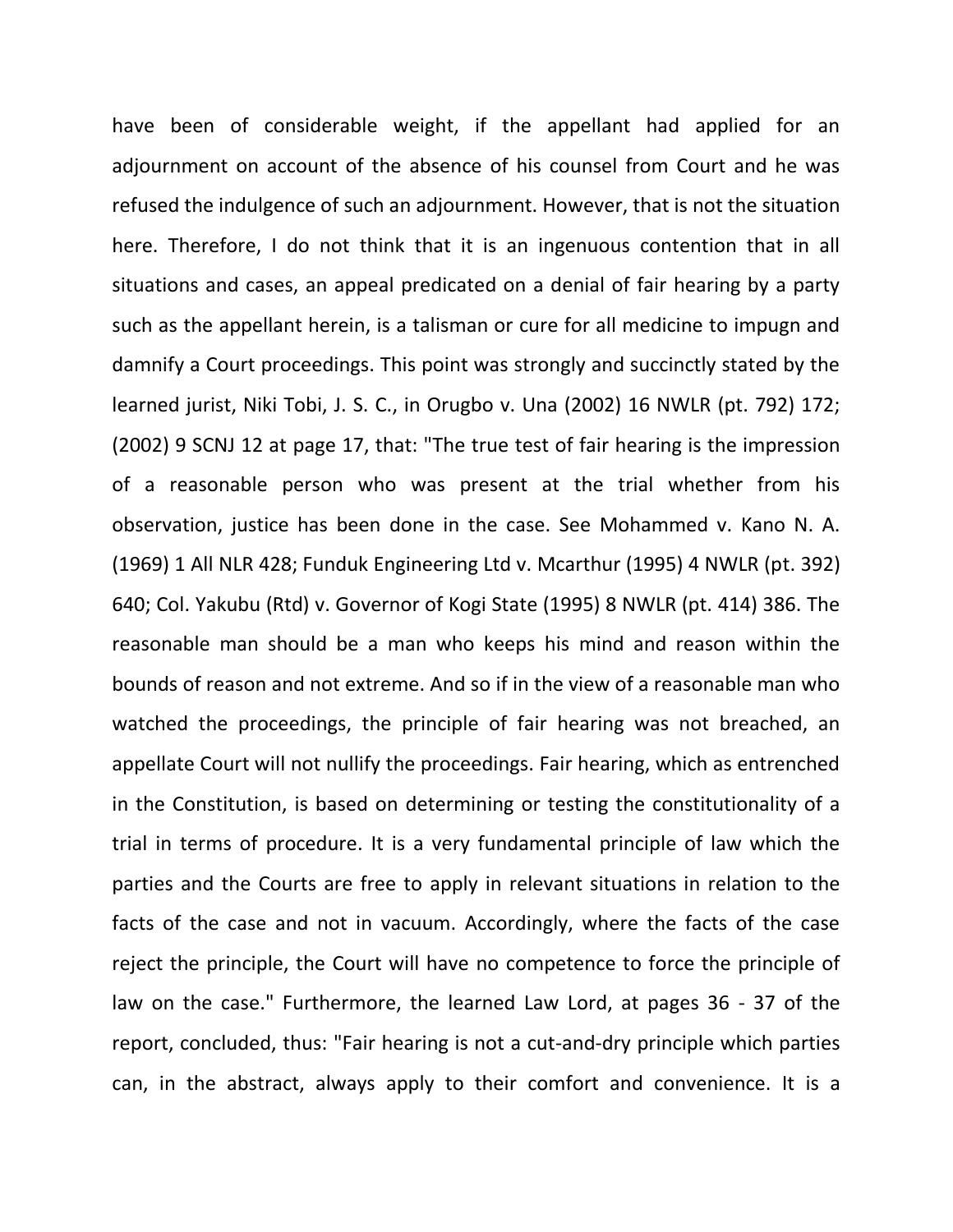have been of considerable weight, if the appellant had applied for an adjournment on account of the absence of his counsel from Court and he was refused the indulgence of such an adjournment. However, that is not the situation here. Therefore, I do not think that it is an ingenuous contention that in all situations and cases, an appeal predicated on a denial of fair hearing by a party such as the appellant herein, is a talisman or cure for all medicine to impugn and damnify a Court proceedings. This point was strongly and succinctly stated by the learned jurist, Niki Tobi, J. S. C., in Orugbo v. Una (2002) 16 NWLR (pt. 792) 172; (2002) 9 SCNJ 12 at page 17, that: "The true test of fair hearing is the impression of a reasonable person who was present at the trial whether from his observation, justice has been done in the case. See Mohammed v. Kano N. A. (1969) 1 All NLR 428; Funduk Engineering Ltd v. Mcarthur (1995) 4 NWLR (pt. 392) 640; Col. Yakubu (Rtd) v. Governor of Kogi State (1995) 8 NWLR (pt. 414) 386. The reasonable man should be a man who keeps his mind and reason within the bounds of reason and not extreme. And so if in the view of a reasonable man who watched the proceedings, the principle of fair hearing was not breached, an appellate Court will not nullify the proceedings. Fair hearing, which as entrenched in the Constitution, is based on determining or testing the constitutionality of a trial in terms of procedure. It is a very fundamental principle of law which the parties and the Courts are free to apply in relevant situations in relation to the facts of the case and not in vacuum. Accordingly, where the facts of the case reject the principle, the Court will have no competence to force the principle of law on the case." Furthermore, the learned Law Lord, at pages 36 - 37 of the report, concluded, thus: "Fair hearing is not a cut-and-dry principle which parties can, in the abstract, always apply to their comfort and convenience. It is a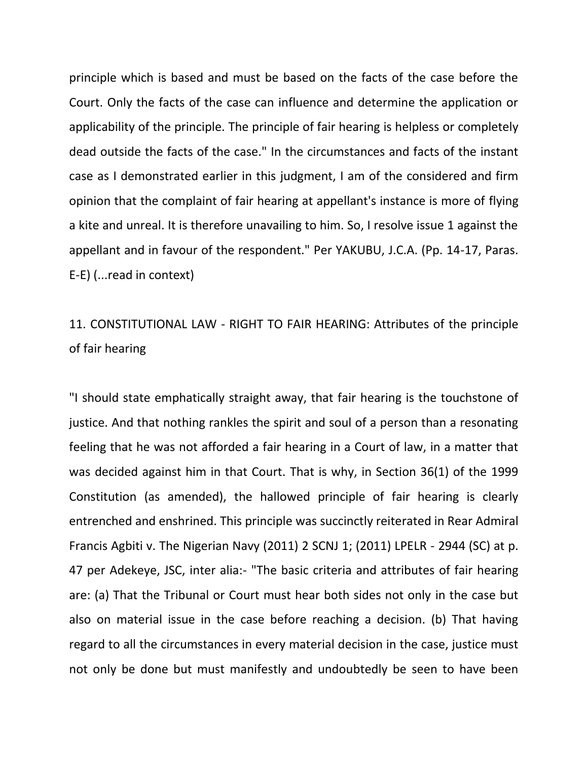principle which is based and must be based on the facts of the case before the Court. Only the facts of the case can influence and determine the application or applicability of the principle. The principle of fair hearing is helpless or completely dead outside the facts of the case." In the circumstances and facts of the instant case as I demonstrated earlier in this judgment, I am of the considered and firm opinion that the complaint of fair hearing at appellant's instance is more of flying a kite and unreal. It is therefore unavailing to him. So, I resolve issue 1 against the appellant and in favour of the respondent." Per YAKUBU, J.C.A. (Pp. 14-17, Paras. E-E) (...read in context)

11. CONSTITUTIONAL LAW - RIGHT TO FAIR HEARING: Attributes of the principle of fair hearing

"I should state emphatically straight away, that fair hearing is the touchstone of justice. And that nothing rankles the spirit and soul of a person than a resonating feeling that he was not afforded a fair hearing in a Court of law, in a matter that was decided against him in that Court. That is why, in Section 36(1) of the 1999 Constitution (as amended), the hallowed principle of fair hearing is clearly entrenched and enshrined. This principle was succinctly reiterated in Rear Admiral Francis Agbiti v. The Nigerian Navy (2011) 2 SCNJ 1; (2011) LPELR - 2944 (SC) at p. 47 per Adekeye, JSC, inter alia:- "The basic criteria and attributes of fair hearing are: (a) That the Tribunal or Court must hear both sides not only in the case but also on material issue in the case before reaching a decision. (b) That having regard to all the circumstances in every material decision in the case, justice must not only be done but must manifestly and undoubtedly be seen to have been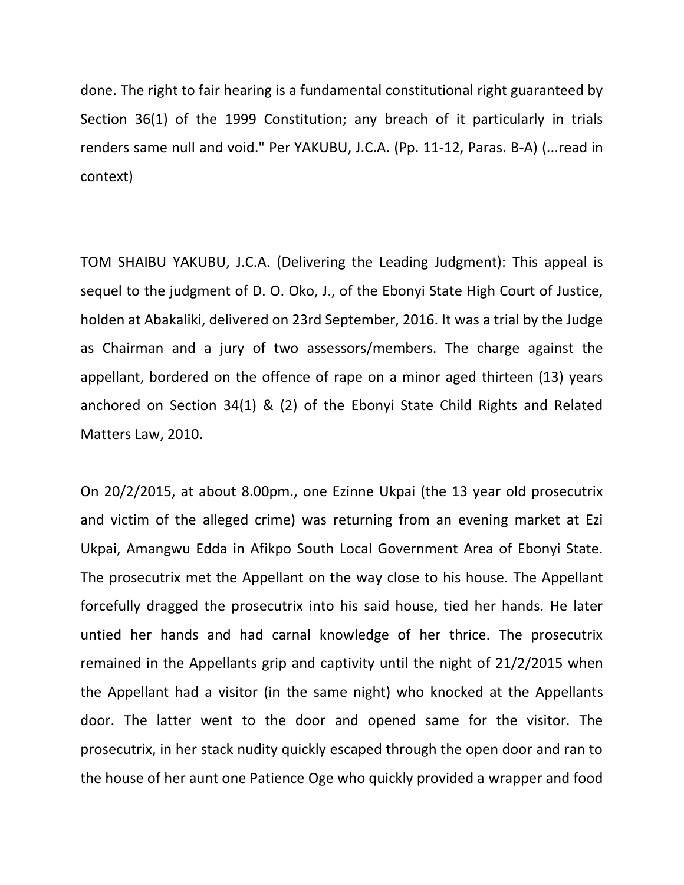done. The right to fair hearing is a fundamental constitutional right guaranteed by Section 36(1) of the 1999 Constitution; any breach of it particularly in trials renders same null and void." Per YAKUBU, J.C.A. (Pp. 11-12, Paras. B-A) (...read in context)

TOM SHAIBU YAKUBU, J.C.A. (Delivering the Leading Judgment): This appeal is sequel to the judgment of D. O. Oko, J., of the Ebonyi State High Court of Justice, holden at Abakaliki, delivered on 23rd September, 2016. It was a trial by the Judge as Chairman and a jury of two assessors/members. The charge against the appellant, bordered on the offence of rape on a minor aged thirteen (13) years anchored on Section 34(1) & (2) of the Ebonyi State Child Rights and Related Matters Law, 2010.

On 20/2/2015, at about 8.00pm., one Ezinne Ukpai (the 13 year old prosecutrix and victim of the alleged crime) was returning from an evening market at Ezi Ukpai, Amangwu Edda in Afikpo South Local Government Area of Ebonyi State. The prosecutrix met the Appellant on the way close to his house. The Appellant forcefully dragged the prosecutrix into his said house, tied her hands. He later untied her hands and had carnal knowledge of her thrice. The prosecutrix remained in the Appellants grip and captivity until the night of 21/2/2015 when the Appellant had a visitor (in the same night) who knocked at the Appellants door. The latter went to the door and opened same for the visitor. The prosecutrix, in her stack nudity quickly escaped through the open door and ran to the house of her aunt one Patience Oge who quickly provided a wrapper and food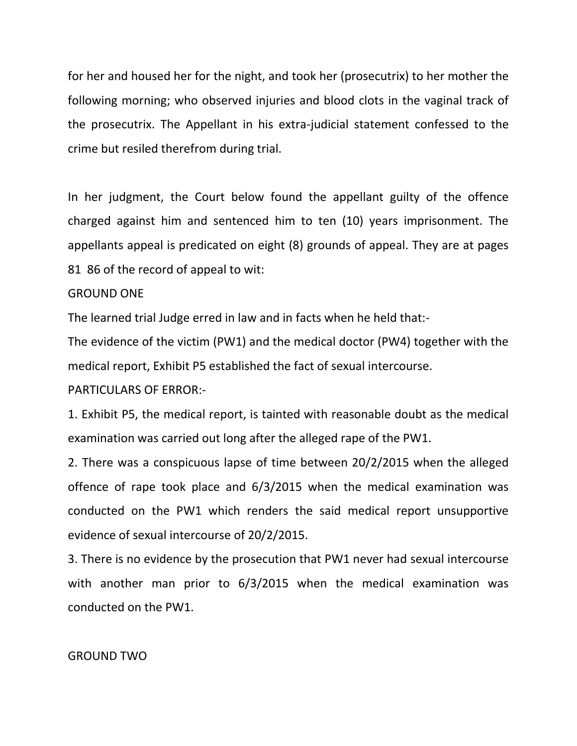for her and housed her for the night, and took her (prosecutrix) to her mother the following morning; who observed injuries and blood clots in the vaginal track of the prosecutrix. The Appellant in his extra-judicial statement confessed to the crime but resiled therefrom during trial.

In her judgment, the Court below found the appellant guilty of the offence charged against him and sentenced him to ten (10) years imprisonment. The appellants appeal is predicated on eight (8) grounds of appeal. They are at pages 81 86 of the record of appeal to wit:

GROUND ONE

The learned trial Judge erred in law and in facts when he held that:-

The evidence of the victim (PW1) and the medical doctor (PW4) together with the medical report, Exhibit P5 established the fact of sexual intercourse.

PARTICULARS OF ERROR:-

1. Exhibit P5, the medical report, is tainted with reasonable doubt as the medical examination was carried out long after the alleged rape of the PW1.
2. There was a conspicuous lapse of time between 20/2/2015 when the alleged offence of rape took place and 6/3/2015 when the medical examination was conducted on the PW1 which renders the said medical report unsupportive evidence of sexual intercourse of 20/2/2015.
3. There is no evidence by the prosecution that PW1 never had sexual intercourse with another man prior to 6/3/2015 when the medical examination was conducted on the PW1.

GROUND TWO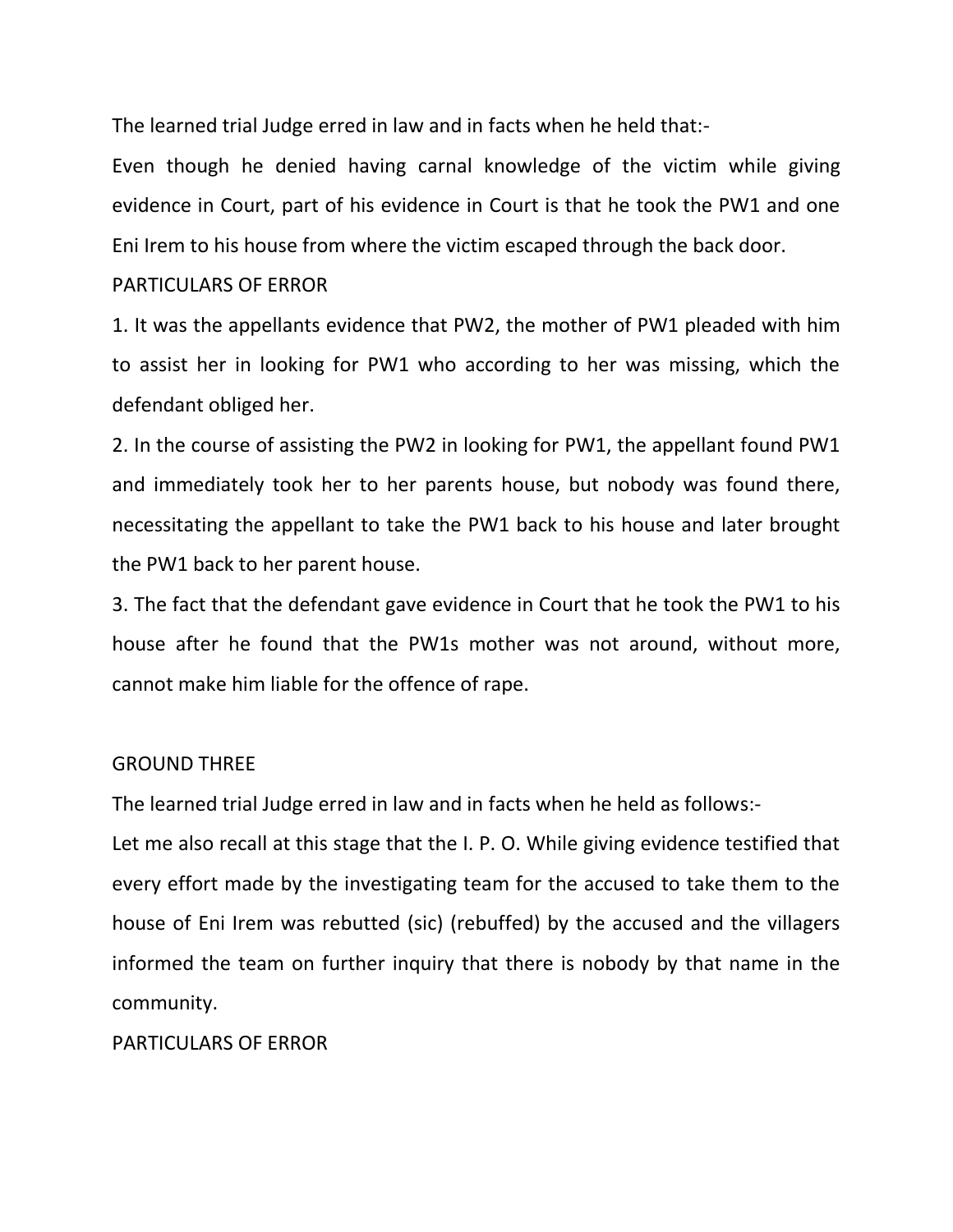The learned trial Judge erred in law and in facts when he held that:-

Even though he denied having carnal knowledge of the victim while giving evidence in Court, part of his evidence in Court is that he took the PW1 and one Eni Irem to his house from where the victim escaped through the back door.

PARTICULARS OF ERROR

1. It was the appellants evidence that PW2, the mother of PW1 pleaded with him to assist her in looking for PW1 who according to her was missing, which the defendant obliged her.
2. In the course of assisting the PW2 in looking for PW1, the appellant found PW1 and immediately took her to her parents house, but nobody was found there, necessitating the appellant to take the PW1 back to his house and later brought the PW1 back to her parent house.
3. The fact that the defendant gave evidence in Court that he took the PW1 to his house after he found that the PW1s mother was not around, without more, cannot make him liable for the offence of rape.

GROUND THREE

The learned trial Judge erred in law and in facts when he held as follows:-

Let me also recall at this stage that the I. P. O. While giving evidence testified that every effort made by the investigating team for the accused to take them to the house of Eni Irem was rebutted (sic) (rebuffed) by the accused and the villagers informed the team on further inquiry that there is nobody by that name in the community.

PARTICULARS OF ERROR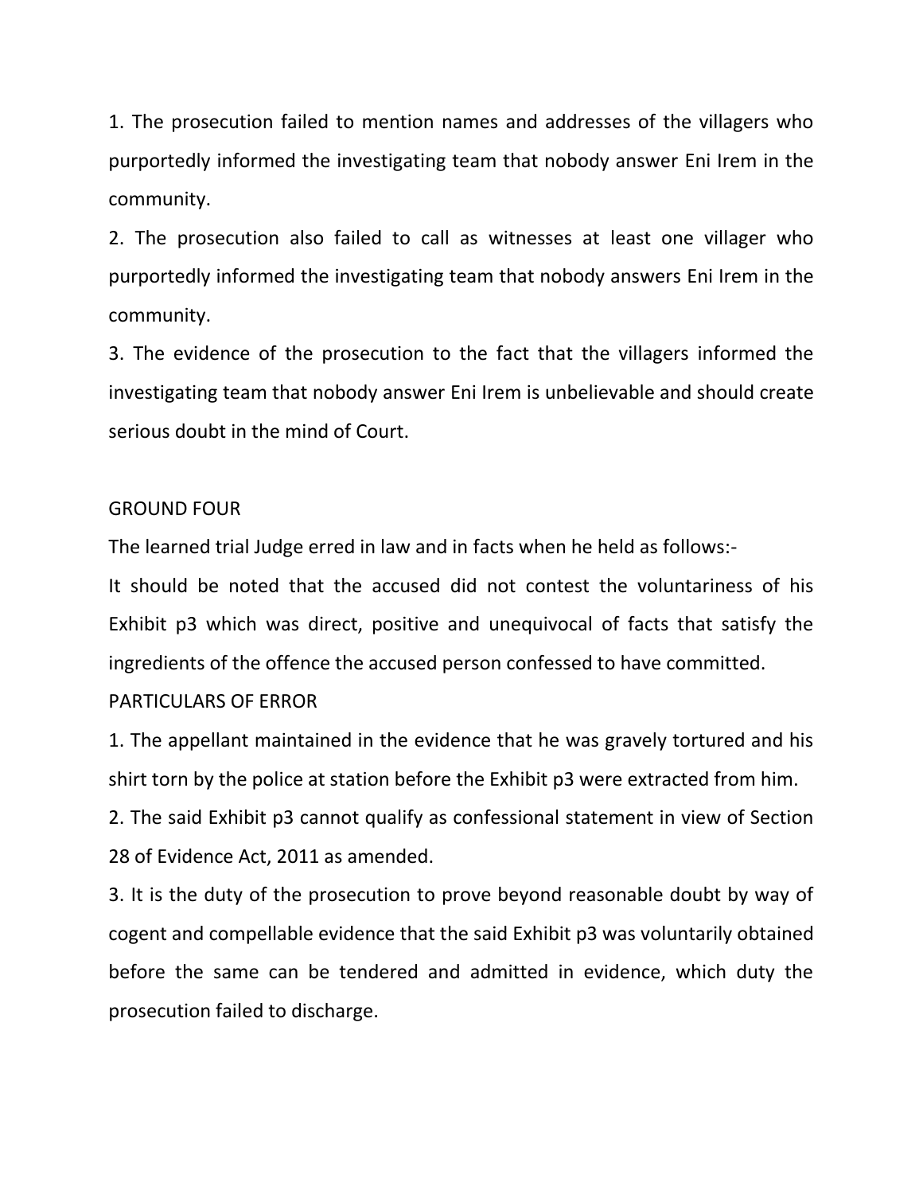1. The prosecution failed to mention names and addresses of the villagers who purportedly informed the investigating team that nobody answer Eni Irem in the community.

2. The prosecution also failed to call as witnesses at least one villager who purportedly informed the investigating team that nobody answers Eni Irem in the community.

3. The evidence of the prosecution to the fact that the villagers informed the investigating team that nobody answer Eni Irem is unbelievable and should create serious doubt in the mind of Court.

GROUND FOUR

The learned trial Judge erred in law and in facts when he held as follows:-

It should be noted that the accused did not contest the voluntariness of his Exhibit p3 which was direct, positive and unequivocal of facts that satisfy the ingredients of the offence the accused person confessed to have committed.

PARTICULARS OF ERROR

1. The appellant maintained in the evidence that he was gravely tortured and his shirt torn by the police at station before the Exhibit p3 were extracted from him.

2. The said Exhibit p3 cannot qualify as confessional statement in view of Section 28 of Evidence Act, 2011 as amended.

3. It is the duty of the prosecution to prove beyond reasonable doubt by way of cogent and compellable evidence that the said Exhibit p3 was voluntarily obtained before the same can be tendered and admitted in evidence, which duty the prosecution failed to discharge.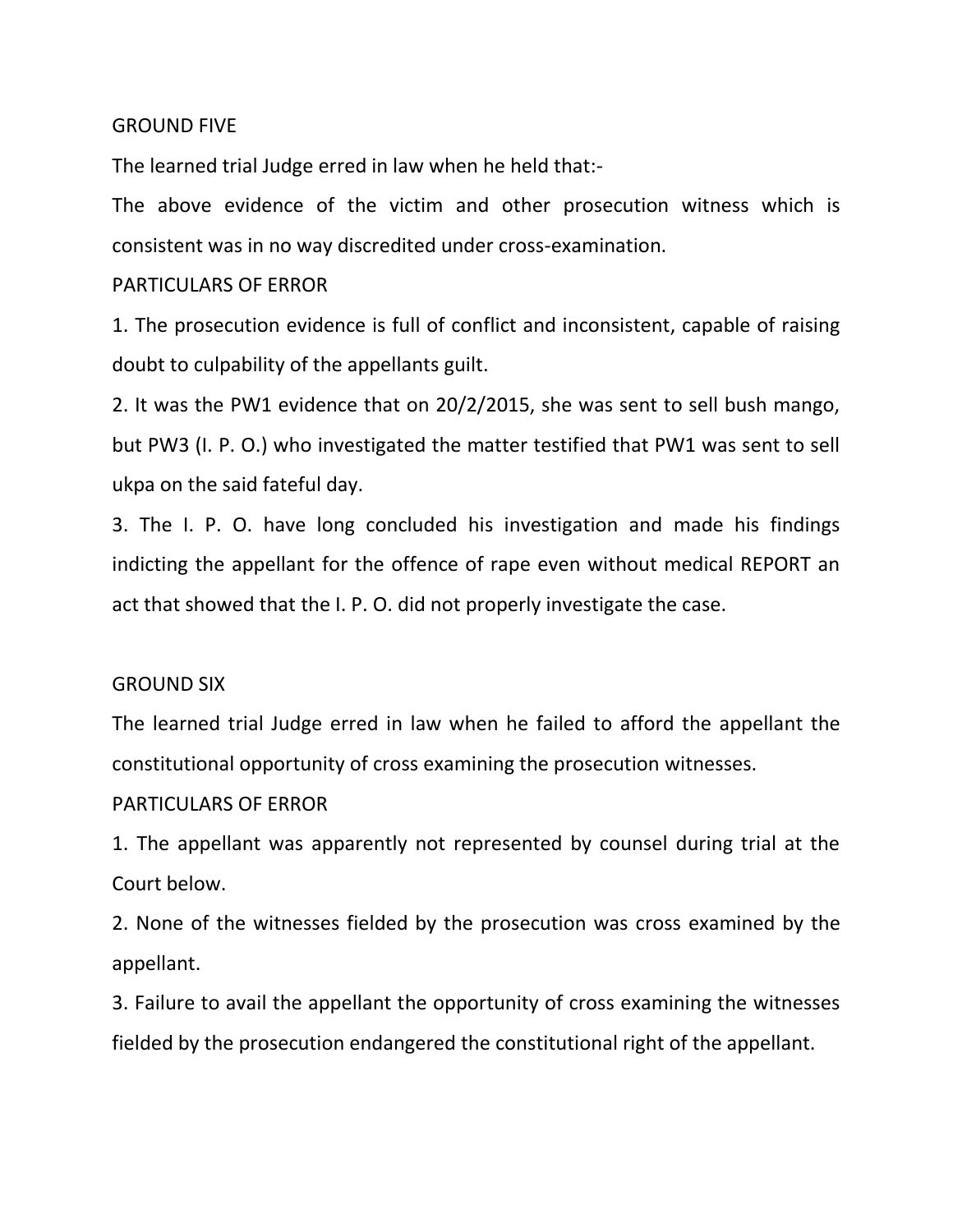GROUND FIVE

The learned trial Judge erred in law when he held that:-

The above evidence of the victim and other prosecution witness which is consistent was in no way discredited under cross-examination.

PARTICULARS OF ERROR

1. The prosecution evidence is full of conflict and inconsistent, capable of raising doubt to culpability of the appellants guilt.
2. It was the PW1 evidence that on 20/2/2015, she was sent to sell bush mango, but PW3 (I. P. O.) who investigated the matter testified that PW1 was sent to sell ukpa on the said fateful day.
3. The I. P. O. have long concluded his investigation and made his findings indicting the appellant for the offence of rape even without medical REPORT an act that showed that the I. P. O. did not properly investigate the case.

GROUND SIX

The learned trial Judge erred in law when he failed to afford the appellant the constitutional opportunity of cross examining the prosecution witnesses.

PARTICULARS OF ERROR

1. The appellant was apparently not represented by counsel during trial at the Court below.
2. None of the witnesses fielded by the prosecution was cross examined by the appellant.
3. Failure to avail the appellant the opportunity of cross examining the witnesses fielded by the prosecution endangered the constitutional right of the appellant.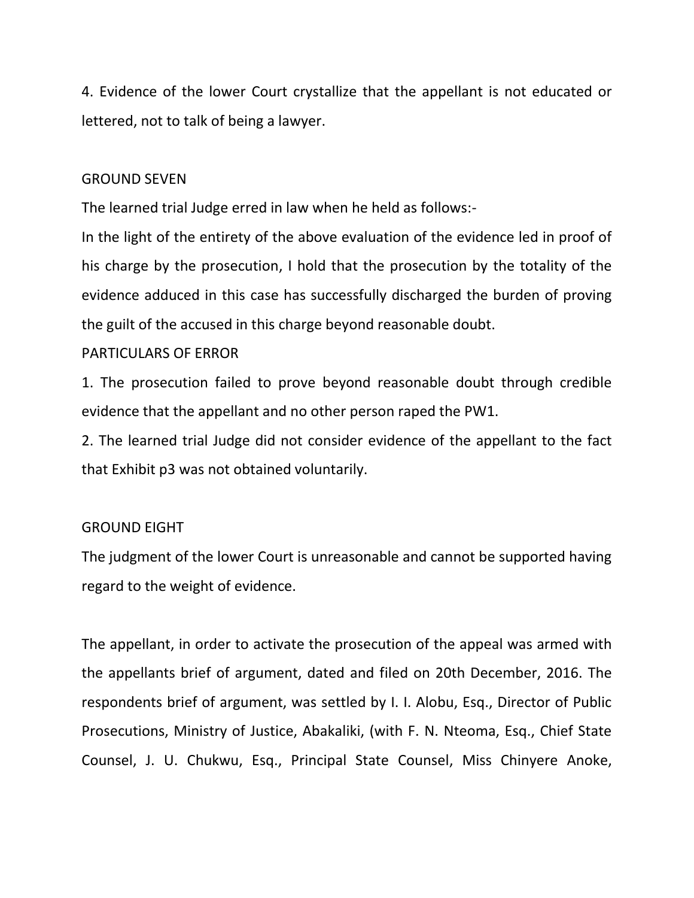4. Evidence of the lower Court crystallize that the appellant is not educated or lettered, not to talk of being a lawyer.

GROUND SEVEN

The learned trial Judge erred in law when he held as follows:-

In the light of the entirety of the above evaluation of the evidence led in proof of his charge by the prosecution, I hold that the prosecution by the totality of the evidence adduced in this case has successfully discharged the burden of proving the guilt of the accused in this charge beyond reasonable doubt.

PARTICULARS OF ERROR

1. The prosecution failed to prove beyond reasonable doubt through credible evidence that the appellant and no other person raped the PW1.

2. The learned trial Judge did not consider evidence of the appellant to the fact that Exhibit p3 was not obtained voluntarily.

GROUND EIGHT

The judgment of the lower Court is unreasonable and cannot be supported having regard to the weight of evidence.

The appellant, in order to activate the prosecution of the appeal was armed with the appellants brief of argument, dated and filed on 20th December, 2016. The respondents brief of argument, was settled by I. I. Alobu, Esq., Director of Public Prosecutions, Ministry of Justice, Abakaliki, (with F. N. Nteoma, Esq., Chief State Counsel, J. U. Chukwu, Esq., Principal State Counsel, Miss Chinyere Anoke,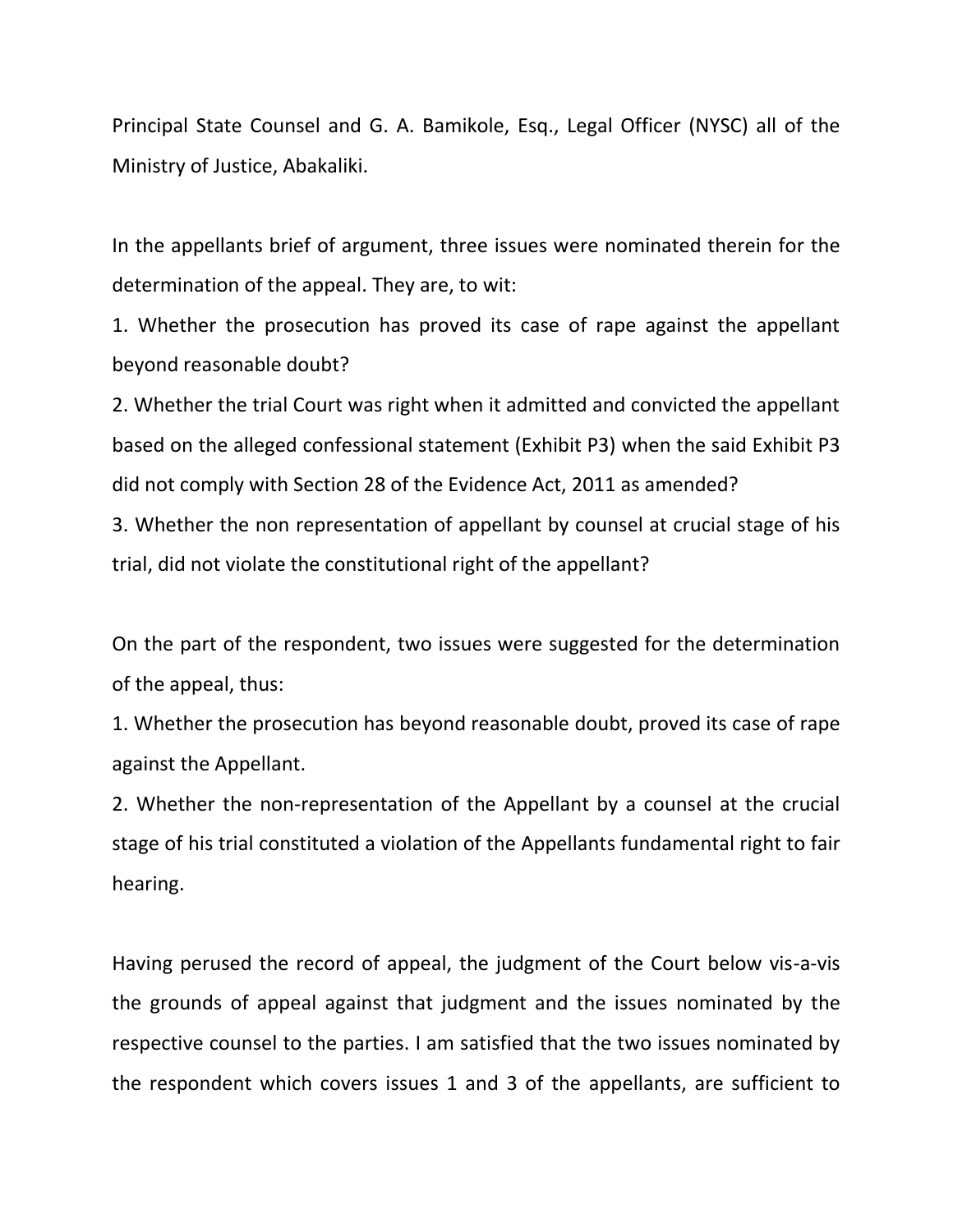Principal State Counsel and G. A. Bamikole, Esq., Legal Officer (NYSC) all of the Ministry of Justice, Abakaliki.

In the appellants brief of argument, three issues were nominated therein for the determination of the appeal. They are, to wit:

1. Whether the prosecution has proved its case of rape against the appellant beyond reasonable doubt?
2. Whether the trial Court was right when it admitted and convicted the appellant based on the alleged confessional statement (Exhibit P3) when the said Exhibit P3 did not comply with Section 28 of the Evidence Act, 2011 as amended?
3. Whether the non representation of appellant by counsel at crucial stage of his trial, did not violate the constitutional right of the appellant?

On the part of the respondent, two issues were suggested for the determination of the appeal, thus:

1. Whether the prosecution has beyond reasonable doubt, proved its case of rape against the Appellant.
2. Whether the non-representation of the Appellant by a counsel at the crucial stage of his trial constituted a violation of the Appellants fundamental right to fair hearing.

Having perused the record of appeal, the judgment of the Court below vis-a-vis the grounds of appeal against that judgment and the issues nominated by the respective counsel to the parties. I am satisfied that the two issues nominated by the respondent which covers issues 1 and 3 of the appellants, are sufficient to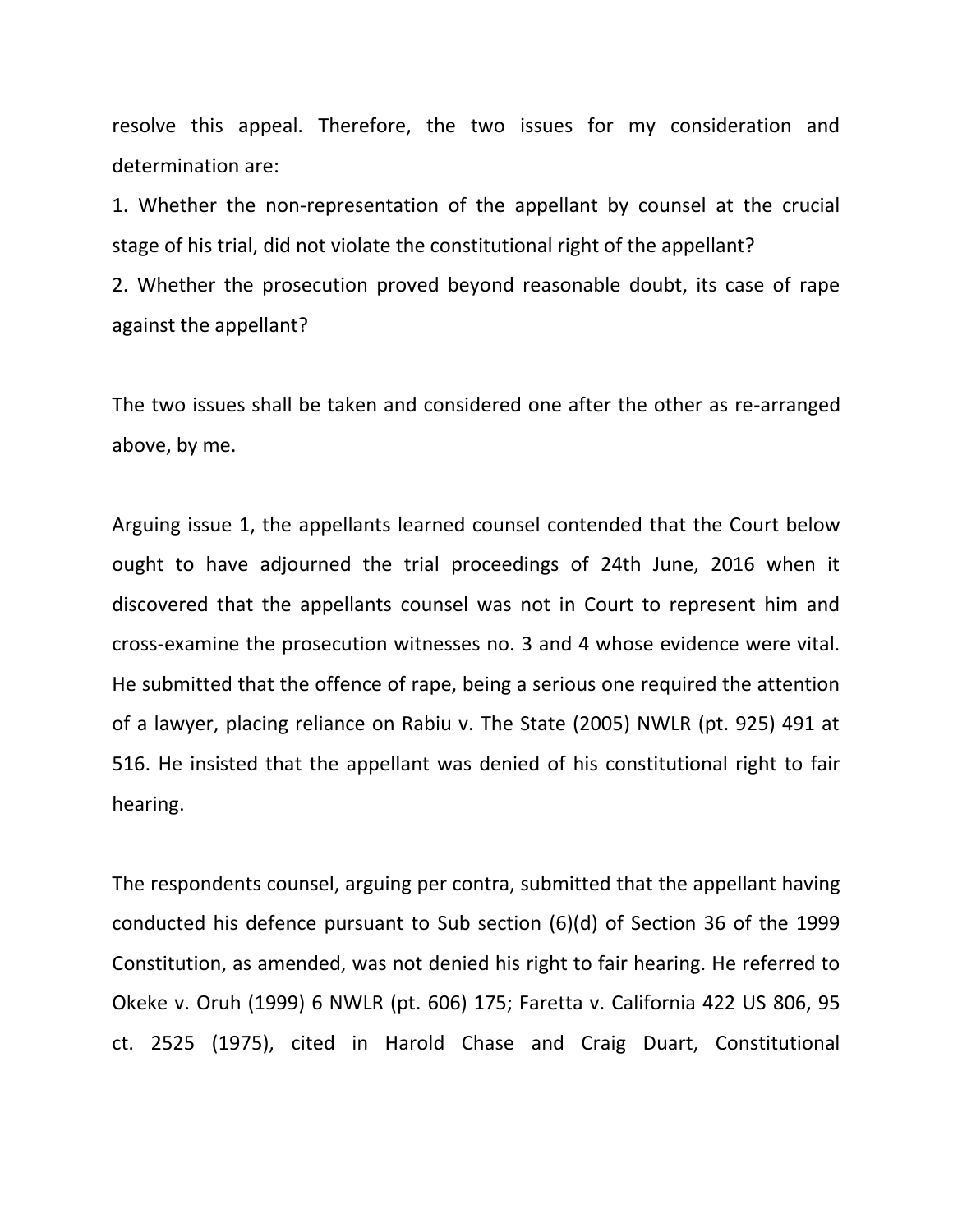resolve this appeal. Therefore, the two issues for my consideration and determination are:

1. Whether the non-representation of the appellant by counsel at the crucial stage of his trial, did not violate the constitutional right of the appellant?
2. Whether the prosecution proved beyond reasonable doubt, its case of rape against the appellant?

The two issues shall be taken and considered one after the other as re-arranged above, by me.

Arguing issue 1, the appellants learned counsel contended that the Court below ought to have adjourned the trial proceedings of 24th June, 2016 when it discovered that the appellants counsel was not in Court to represent him and cross-examine the prosecution witnesses no. 3 and 4 whose evidence were vital. He submitted that the offence of rape, being a serious one required the attention of a lawyer, placing reliance on Rabiu v. The State (2005) NWLR (pt. 925) 491 at 516. He insisted that the appellant was denied of his constitutional right to fair hearing.

The respondents counsel, arguing per contra, submitted that the appellant having conducted his defence pursuant to Sub section (6)(d) of Section 36 of the 1999 Constitution, as amended, was not denied his right to fair hearing. He referred to Okeke v. Oruh (1999) 6 NWLR (pt. 606) 175; Faretta v. California 422 US 806, 95 ct. 2525 (1975), cited in Harold Chase and Craig Duart, Constitutional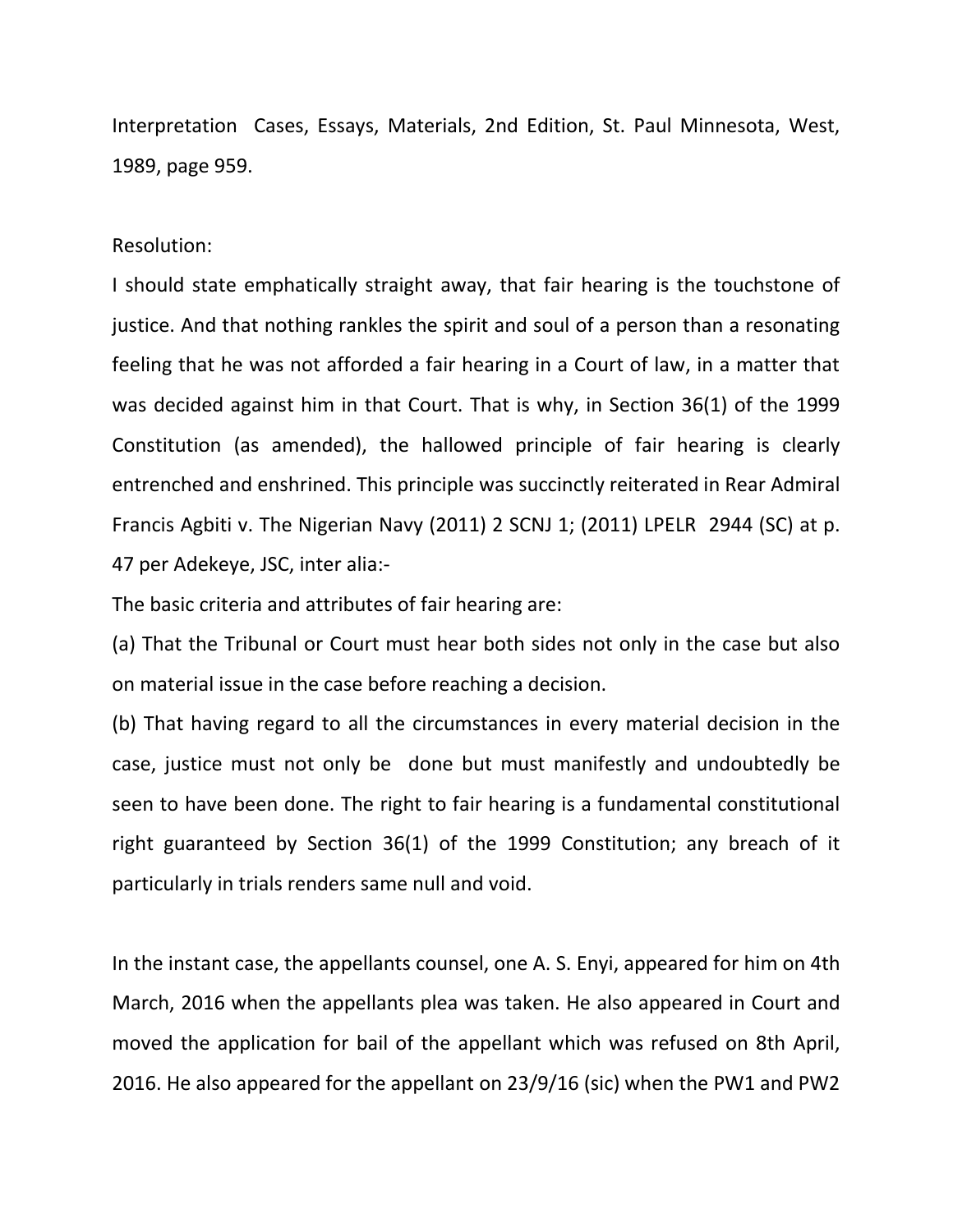Interpretation Cases, Essays, Materials, 2nd Edition, St. Paul Minnesota, West, 1989, page 959.

Resolution:

I should state emphatically straight away, that fair hearing is the touchstone of justice. And that nothing rankles the spirit and soul of a person than a resonating feeling that he was not afforded a fair hearing in a Court of law, in a matter that was decided against him in that Court. That is why, in Section 36(1) of the 1999 Constitution (as amended), the hallowed principle of fair hearing is clearly entrenched and enshrined. This principle was succinctly reiterated in Rear Admiral Francis Agbiti v. The Nigerian Navy (2011) 2 SCNJ 1; (2011) LPELR 2944 (SC) at p. 47 per Adekeye, JSC, inter alia:-

The basic criteria and attributes of fair hearing are:

(a) That the Tribunal or Court must hear both sides not only in the case but also on material issue in the case before reaching a decision.

(b) That having regard to all the circumstances in every material decision in the case, justice must not only be done but must manifestly and undoubtedly be seen to have been done. The right to fair hearing is a fundamental constitutional right guaranteed by Section 36(1) of the 1999 Constitution; any breach of it particularly in trials renders same null and void.

In the instant case, the appellants counsel, one A. S. Enyi, appeared for him on 4th March, 2016 when the appellants plea was taken. He also appeared in Court and moved the application for bail of the appellant which was refused on 8th April, 2016. He also appeared for the appellant on 23/9/16 (sic) when the PW1 and PW2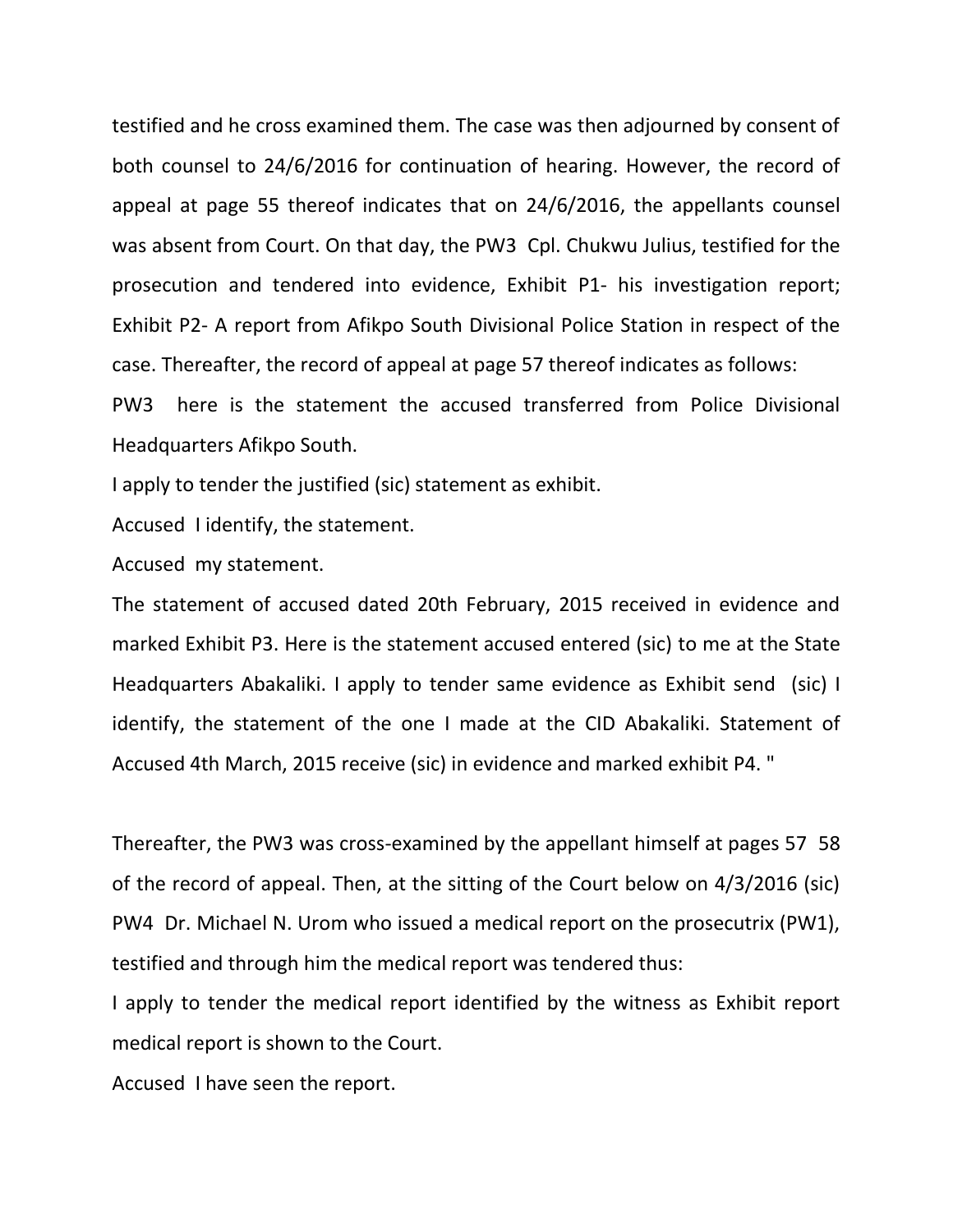testified and he cross examined them. The case was then adjourned by consent of both counsel to 24/6/2016 for continuation of hearing. However, the record of appeal at page 55 thereof indicates that on 24/6/2016, the appellants counsel was absent from Court. On that day, the PW3 Cpl. Chukwu Julius, testified for the prosecution and tendered into evidence, Exhibit P1- his investigation report; Exhibit P2- A report from Afikpo South Divisional Police Station in respect of the case. Thereafter, the record of appeal at page 57 thereof indicates as follows:

PW3 here is the statement the accused transferred from Police Divisional Headquarters Afikpo South.

I apply to tender the justified (sic) statement as exhibit.

Accused I identify, the statement.

Accused my statement.

The statement of accused dated 20th February, 2015 received in evidence and marked Exhibit P3. Here is the statement accused entered (sic) to me at the State Headquarters Abakaliki. I apply to tender same evidence as Exhibit send (sic) I identify, the statement of the one I made at the CID Abakaliki. Statement of Accused 4th March, 2015 receive (sic) in evidence and marked exhibit P4. "

Thereafter, the PW3 was cross-examined by the appellant himself at pages 57 58 of the record of appeal. Then, at the sitting of the Court below on 4/3/2016 (sic) PW4 Dr. Michael N. Urom who issued a medical report on the prosecutrix (PW1), testified and through him the medical report was tendered thus:

I apply to tender the medical report identified by the witness as Exhibit report medical report is shown to the Court.

Accused I have seen the report.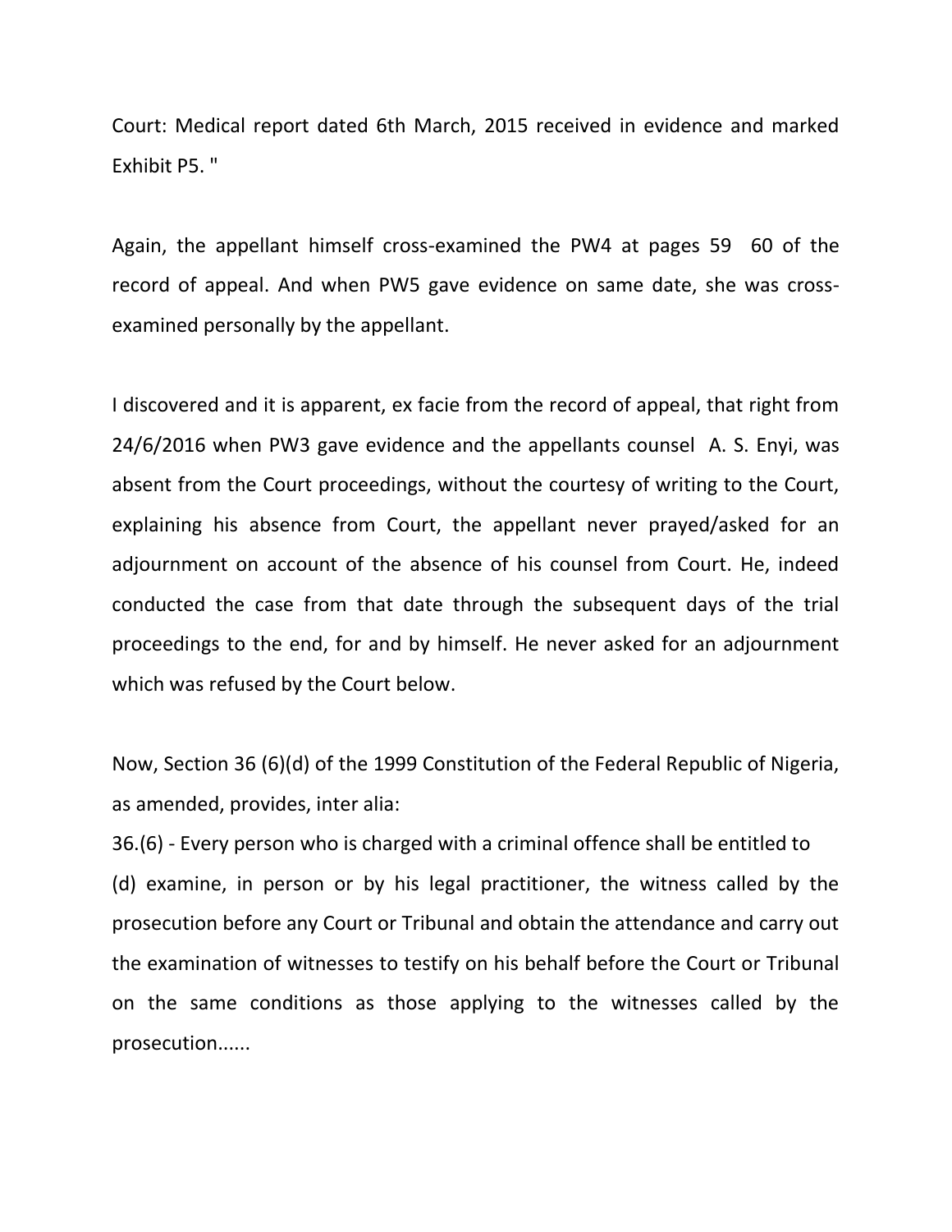Court: Medical report dated 6th March, 2015 received in evidence and marked Exhibit P5. "

Again, the appellant himself cross-examined the PW4 at pages 59 60 of the record of appeal. And when PW5 gave evidence on same date, she was cross-examined personally by the appellant.

I discovered and it is apparent, ex facie from the record of appeal, that right from 24/6/2016 when PW3 gave evidence and the appellants counsel A. S. Enyi, was absent from the Court proceedings, without the courtesy of writing to the Court, explaining his absence from Court, the appellant never prayed/asked for an adjournment on account of the absence of his counsel from Court. He, indeed conducted the case from that date through the subsequent days of the trial proceedings to the end, for and by himself. He never asked for an adjournment which was refused by the Court below.

Now, Section 36 (6)(d) of the 1999 Constitution of the Federal Republic of Nigeria, as amended, provides, inter alia:

36.(6) - Every person who is charged with a criminal offence shall be entitled to

(d) examine, in person or by his legal practitioner, the witness called by the prosecution before any Court or Tribunal and obtain the attendance and carry out the examination of witnesses to testify on his behalf before the Court or Tribunal on the same conditions as those applying to the witnesses called by the prosecution......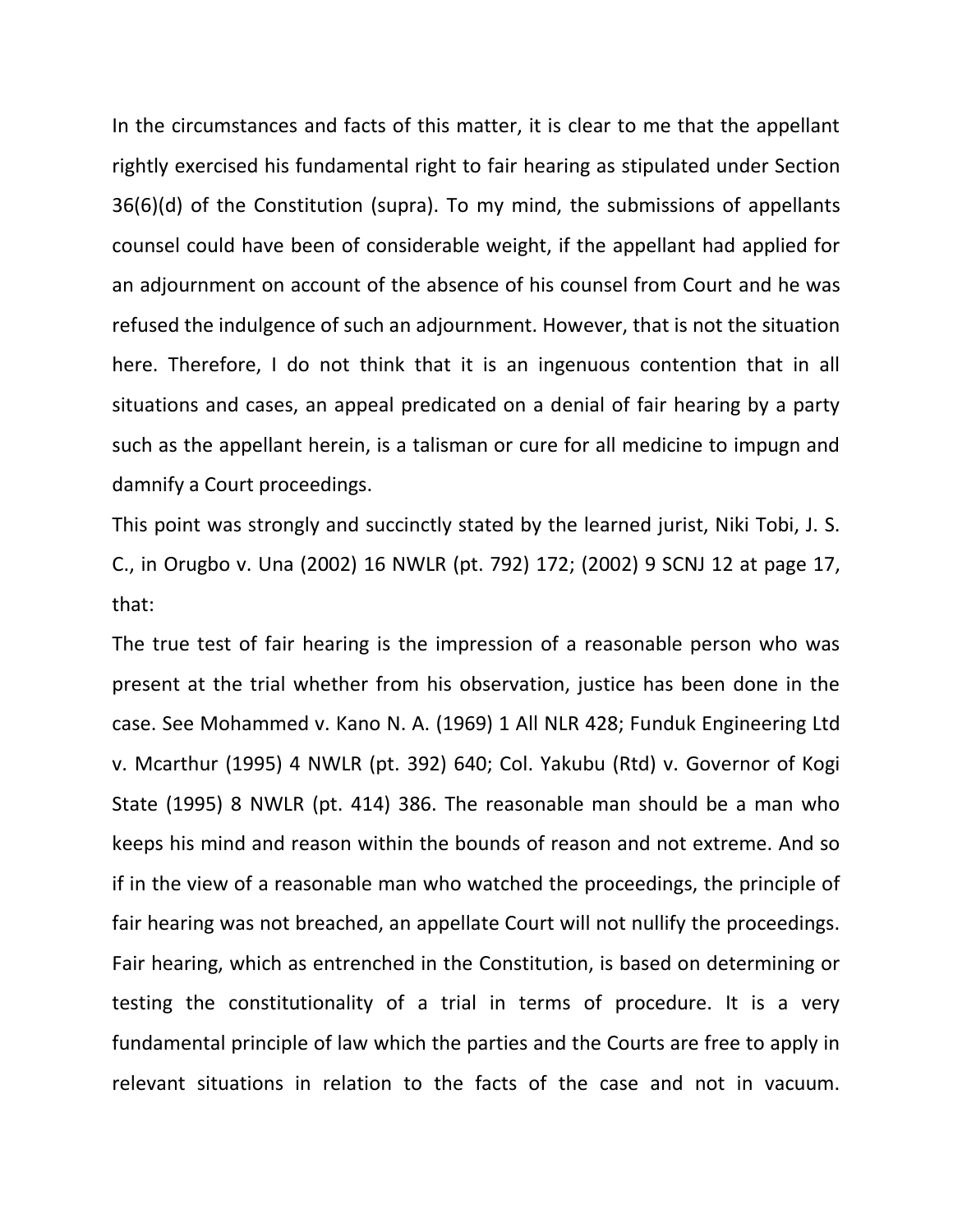In the circumstances and facts of this matter, it is clear to me that the appellant rightly exercised his fundamental right to fair hearing as stipulated under Section 36(6)(d) of the Constitution (supra). To my mind, the submissions of appellants counsel could have been of considerable weight, if the appellant had applied for an adjournment on account of the absence of his counsel from Court and he was refused the indulgence of such an adjournment. However, that is not the situation here. Therefore, I do not think that it is an ingenuous contention that in all situations and cases, an appeal predicated on a denial of fair hearing by a party such as the appellant herein, is a talisman or cure for all medicine to impugn and damnify a Court proceedings.

This point was strongly and succinctly stated by the learned jurist, Niki Tobi, J. S. C., in Orugbo v. Una (2002) 16 NWLR (pt. 792) 172; (2002) 9 SCNJ 12 at page 17, that:

The true test of fair hearing is the impression of a reasonable person who was present at the trial whether from his observation, justice has been done in the case. See Mohammed v. Kano N. A. (1969) 1 All NLR 428; Funduk Engineering Ltd v. Mcarthur (1995) 4 NWLR (pt. 392) 640; Col. Yakubu (Rtd) v. Governor of Kogi State (1995) 8 NWLR (pt. 414) 386. The reasonable man should be a man who keeps his mind and reason within the bounds of reason and not extreme. And so if in the view of a reasonable man who watched the proceedings, the principle of fair hearing was not breached, an appellate Court will not nullify the proceedings. Fair hearing, which as entrenched in the Constitution, is based on determining or testing the constitutionality of a trial in terms of procedure. It is a very fundamental principle of law which the parties and the Courts are free to apply in relevant situations in relation to the facts of the case and not in vacuum.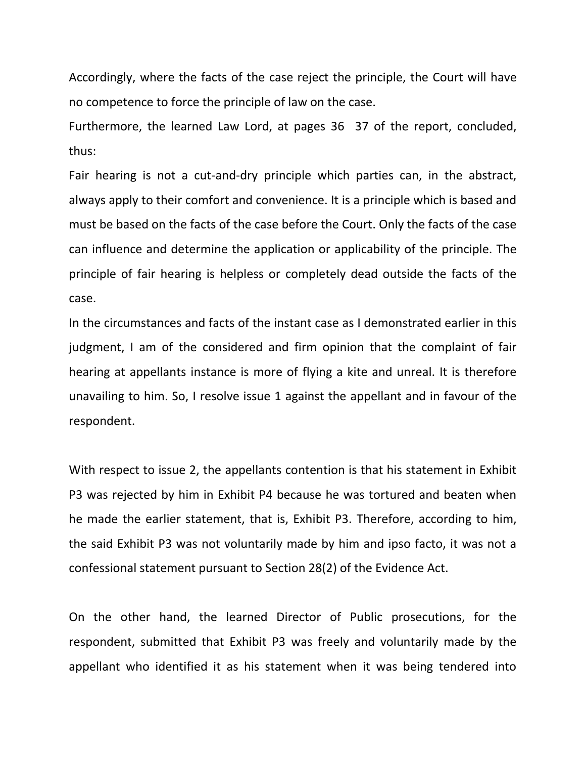Accordingly, where the facts of the case reject the principle, the Court will have no competence to force the principle of law on the case.

Furthermore, the learned Law Lord, at pages 36 37 of the report, concluded, thus:

Fair hearing is not a cut-and-dry principle which parties can, in the abstract, always apply to their comfort and convenience. It is a principle which is based and must be based on the facts of the case before the Court. Only the facts of the case can influence and determine the application or applicability of the principle. The principle of fair hearing is helpless or completely dead outside the facts of the case.

In the circumstances and facts of the instant case as I demonstrated earlier in this judgment, I am of the considered and firm opinion that the complaint of fair hearing at appellants instance is more of flying a kite and unreal. It is therefore unavailing to him. So, I resolve issue 1 against the appellant and in favour of the respondent.

With respect to issue 2, the appellants contention is that his statement in Exhibit P3 was rejected by him in Exhibit P4 because he was tortured and beaten when he made the earlier statement, that is, Exhibit P3. Therefore, according to him, the said Exhibit P3 was not voluntarily made by him and ipso facto, it was not a confessional statement pursuant to Section 28(2) of the Evidence Act.

On the other hand, the learned Director of Public prosecutions, for the respondent, submitted that Exhibit P3 was freely and voluntarily made by the appellant who identified it as his statement when it was being tendered into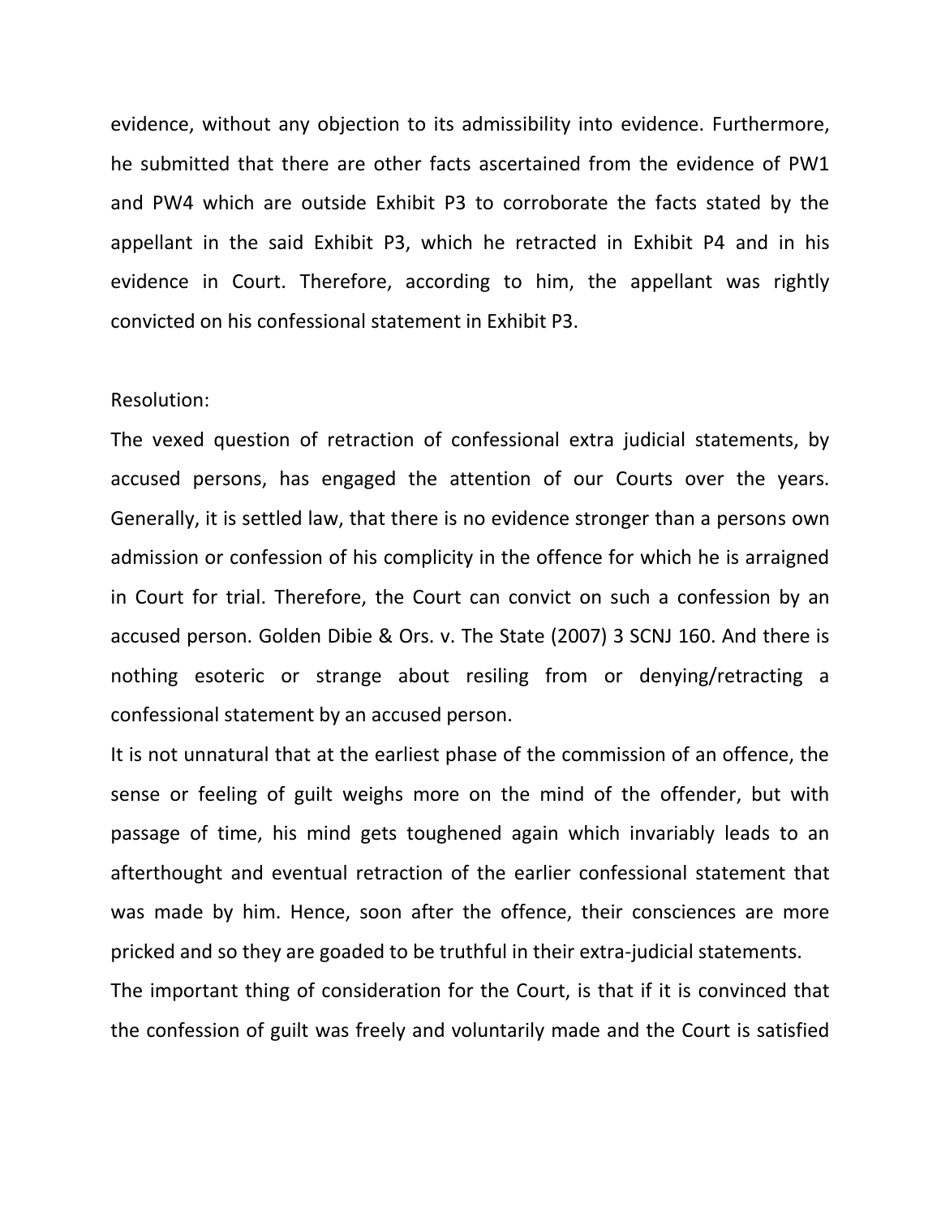evidence, without any objection to its admissibility into evidence. Furthermore, he submitted that there are other facts ascertained from the evidence of PW1 and PW4 which are outside Exhibit P3 to corroborate the facts stated by the appellant in the said Exhibit P3, which he retracted in Exhibit P4 and in his evidence in Court. Therefore, according to him, the appellant was rightly convicted on his confessional statement in Exhibit P3.

Resolution:

The vexed question of retraction of confessional extra judicial statements, by accused persons, has engaged the attention of our Courts over the years. Generally, it is settled law, that there is no evidence stronger than a persons own admission or confession of his complicity in the offence for which he is arraigned in Court for trial. Therefore, the Court can convict on such a confession by an accused person. Golden Dibie & Ors. v. The State (2007) 3 SCNJ 160. And there is nothing esoteric or strange about resiling from or denying/retracting a confessional statement by an accused person.

It is not unnatural that at the earliest phase of the commission of an offence, the sense or feeling of guilt weighs more on the mind of the offender, but with passage of time, his mind gets toughened again which invariably leads to an afterthought and eventual retraction of the earlier confessional statement that was made by him. Hence, soon after the offence, their consciences are more pricked and so they are goaded to be truthful in their extra-judicial statements.

The important thing of consideration for the Court, is that if it is convinced that the confession of guilt was freely and voluntarily made and the Court is satisfied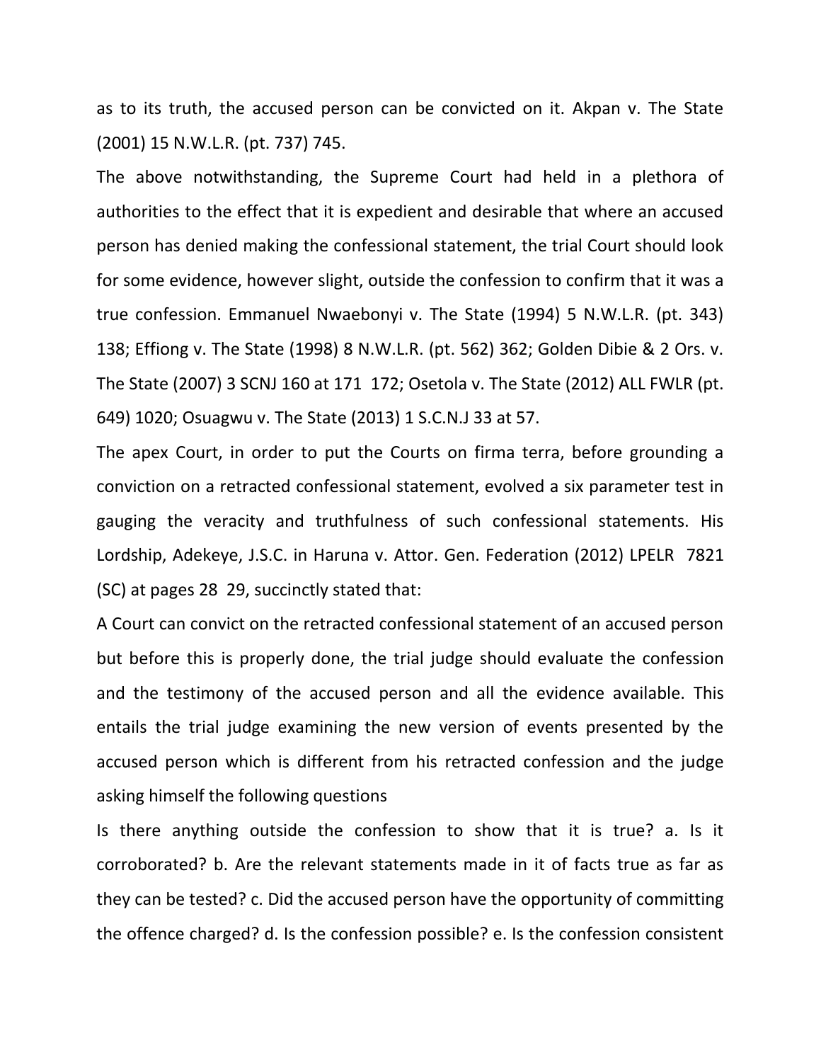as to its truth, the accused person can be convicted on it. Akpan v. The State (2001) 15 N.W.L.R. (pt. 737) 745.

The above notwithstanding, the Supreme Court had held in a plethora of authorities to the effect that it is expedient and desirable that where an accused person has denied making the confessional statement, the trial Court should look for some evidence, however slight, outside the confession to confirm that it was a true confession. Emmanuel Nwaebonyi v. The State (1994) 5 N.W.L.R. (pt. 343) 138; Effiong v. The State (1998) 8 N.W.L.R. (pt. 562) 362; Golden Dibie & 2 Ors. v. The State (2007) 3 SCNJ 160 at 171 172; Osetola v. The State (2012) ALL FWLR (pt. 649) 1020; Osuagwu v. The State (2013) 1 S.C.N.J 33 at 57.

The apex Court, in order to put the Courts on firma terra, before grounding a conviction on a retracted confessional statement, evolved a six parameter test in gauging the veracity and truthfulness of such confessional statements. His Lordship, Adekeye, J.S.C. in Haruna v. Attor. Gen. Federation (2012) LPELR 7821 (SC) at pages 28 29, succinctly stated that:

A Court can convict on the retracted confessional statement of an accused person but before this is properly done, the trial judge should evaluate the confession and the testimony of the accused person and all the evidence available. This entails the trial judge examining the new version of events presented by the accused person which is different from his retracted confession and the judge asking himself the following questions

Is there anything outside the confession to show that it is true? a. Is it corroborated? b. Are the relevant statements made in it of facts true as far as they can be tested? c. Did the accused person have the opportunity of committing the offence charged? d. Is the confession possible? e. Is the confession consistent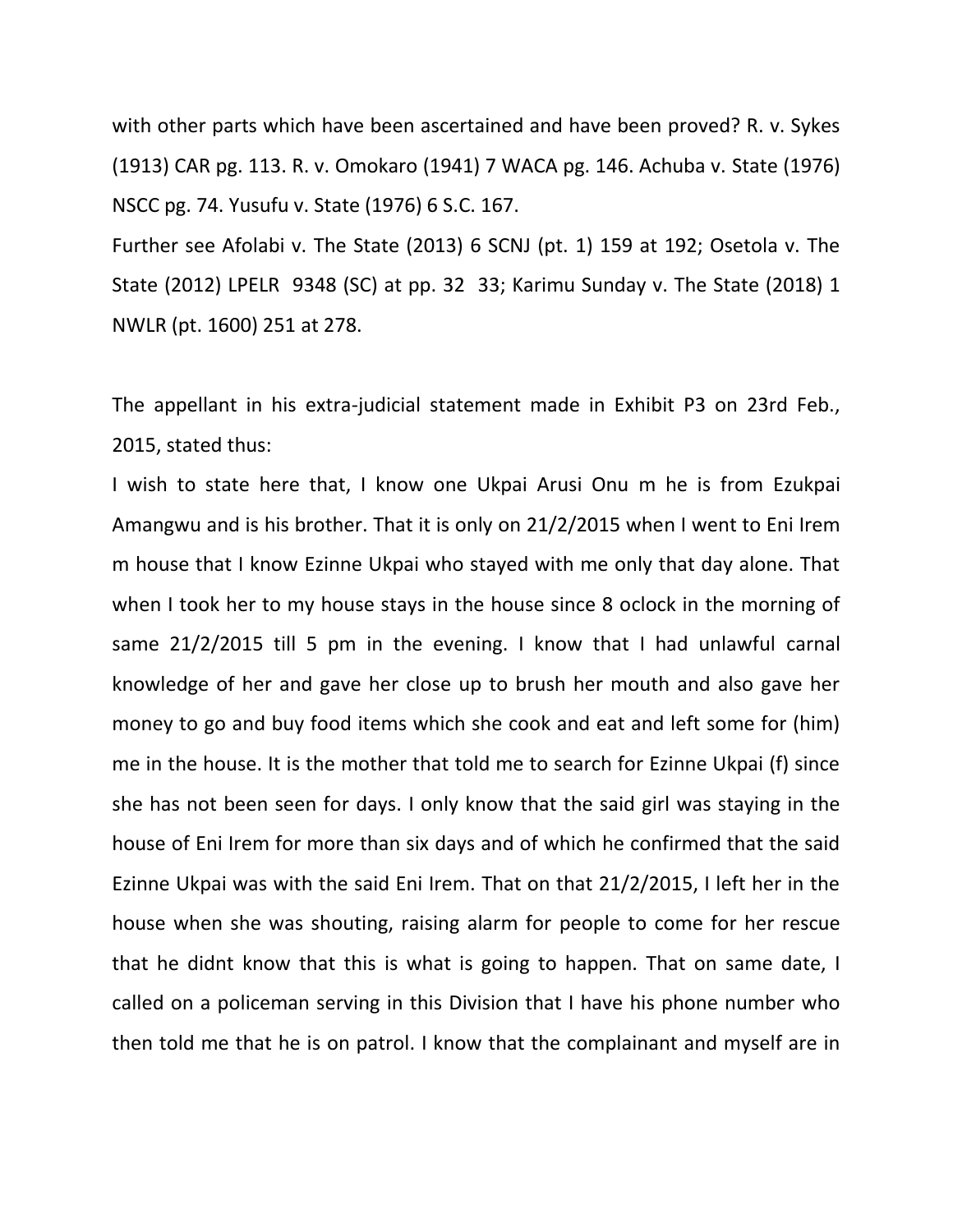with other parts which have been ascertained and have been proved? R. v. Sykes (1913) CAR pg. 113. R. v. Omokaro (1941) 7 WACA pg. 146. Achuba v. State (1976) NSCC pg. 74. Yusufu v. State (1976) 6 S.C. 167.

Further see Afolabi v. The State (2013) 6 SCNJ (pt. 1) 159 at 192; Osetola v. The State (2012) LPELR 9348 (SC) at pp. 32 33; Karimu Sunday v. The State (2018) 1 NWLR (pt. 1600) 251 at 278.

The appellant in his extra-judicial statement made in Exhibit P3 on 23rd Feb., 2015, stated thus:

I wish to state here that, I know one Ukpai Arusi Onu m he is from Ezukpai Amangwu and is his brother. That it is only on 21/2/2015 when I went to Eni Irem m house that I know Ezinne Ukpai who stayed with me only that day alone. That when I took her to my house stays in the house since 8 oclock in the morning of same 21/2/2015 till 5 pm in the evening. I know that I had unlawful carnal knowledge of her and gave her close up to brush her mouth and also gave her money to go and buy food items which she cook and eat and left some for (him) me in the house. It is the mother that told me to search for Ezinne Ukpai (f) since she has not been seen for days. I only know that the said girl was staying in the house of Eni Irem for more than six days and of which he confirmed that the said Ezinne Ukpai was with the said Eni Irem. That on that 21/2/2015, I left her in the house when she was shouting, raising alarm for people to come for her rescue that he didnt know that this is what is going to happen. That on same date, I called on a policeman serving in this Division that I have his phone number who then told me that he is on patrol. I know that the complainant and myself are in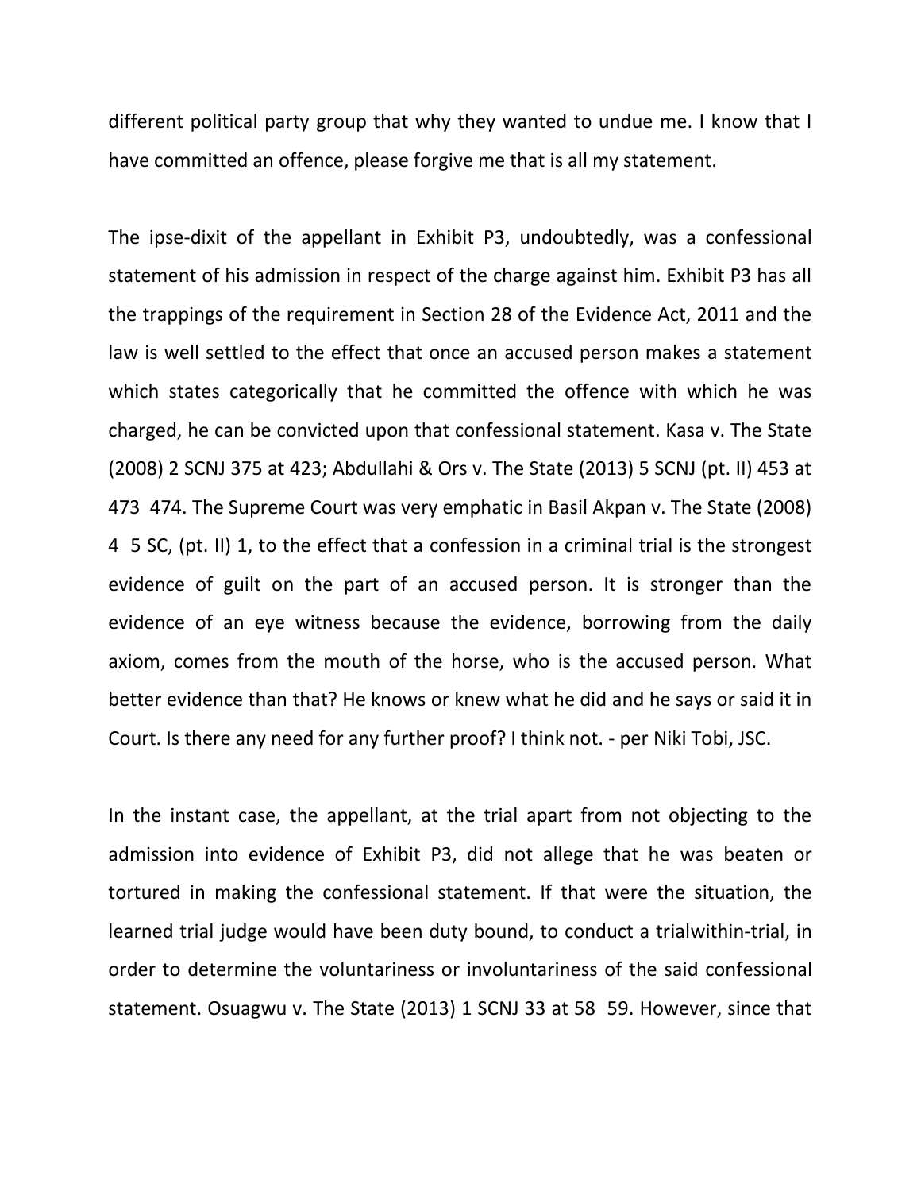different political party group that why they wanted to undue me. I know that I have committed an offence, please forgive me that is all my statement.

The ipse-dixit of the appellant in Exhibit P3, undoubtedly, was a confessional statement of his admission in respect of the charge against him. Exhibit P3 has all the trappings of the requirement in Section 28 of the Evidence Act, 2011 and the law is well settled to the effect that once an accused person makes a statement which states categorically that he committed the offence with which he was charged, he can be convicted upon that confessional statement. Kasa v. The State (2008) 2 SCNJ 375 at 423; Abdullahi & Ors v. The State (2013) 5 SCNJ (pt. II) 453 at 473 474. The Supreme Court was very emphatic in Basil Akpan v. The State (2008) 4 5 SC, (pt. II) 1, to the effect that a confession in a criminal trial is the strongest evidence of guilt on the part of an accused person. It is stronger than the evidence of an eye witness because the evidence, borrowing from the daily axiom, comes from the mouth of the horse, who is the accused person. What better evidence than that? He knows or knew what he did and he says or said it in Court. Is there any need for any further proof? I think not. - per Niki Tobi, JSC.

In the instant case, the appellant, at the trial apart from not objecting to the admission into evidence of Exhibit P3, did not allege that he was beaten or tortured in making the confessional statement. If that were the situation, the learned trial judge would have been duty bound, to conduct a trialwithin-trial, in order to determine the voluntariness or involuntariness of the said confessional statement. Osuagwu v. The State (2013) 1 SCNJ 33 at 58 59. However, since that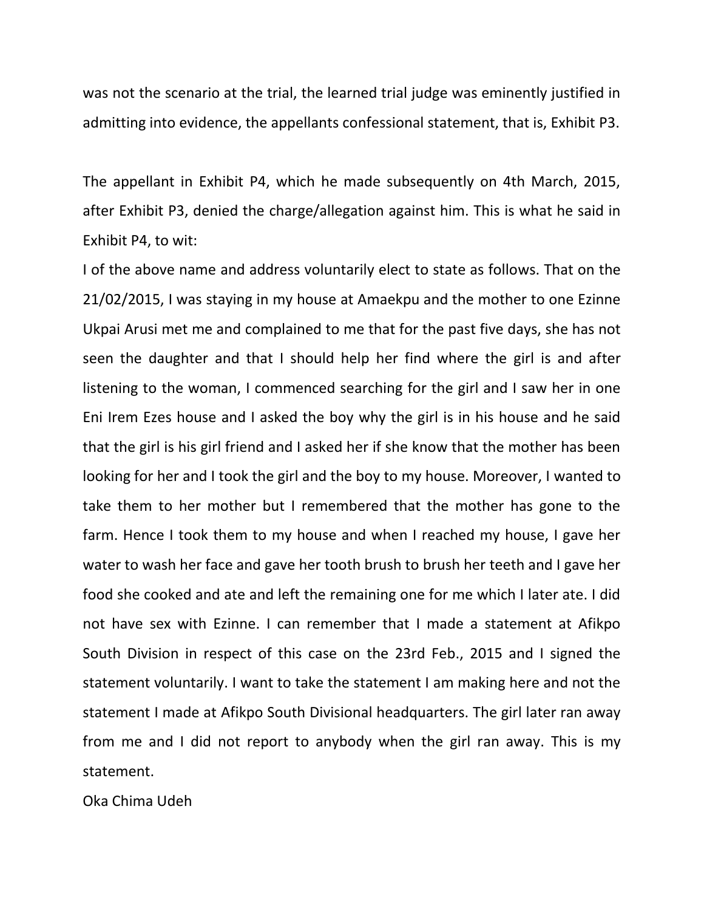was not the scenario at the trial, the learned trial judge was eminently justified in admitting into evidence, the appellants confessional statement, that is, Exhibit P3.

The appellant in Exhibit P4, which he made subsequently on 4th March, 2015, after Exhibit P3, denied the charge/allegation against him. This is what he said in Exhibit P4, to wit:

I of the above name and address voluntarily elect to state as follows. That on the 21/02/2015, I was staying in my house at Amaekpu and the mother to one Ezinne Ukpai Arusi met me and complained to me that for the past five days, she has not seen the daughter and that I should help her find where the girl is and after listening to the woman, I commenced searching for the girl and I saw her in one Eni Irem Ezes house and I asked the boy why the girl is in his house and he said that the girl is his girl friend and I asked her if she know that the mother has been looking for her and I took the girl and the boy to my house. Moreover, I wanted to take them to her mother but I remembered that the mother has gone to the farm. Hence I took them to my house and when I reached my house, I gave her water to wash her face and gave her tooth brush to brush her teeth and I gave her food she cooked and ate and left the remaining one for me which I later ate. I did not have sex with Ezinne. I can remember that I made a statement at Afikpo South Division in respect of this case on the 23rd Feb., 2015 and I signed the statement voluntarily. I want to take the statement I am making here and not the statement I made at Afikpo South Divisional headquarters. The girl later ran away from me and I did not report to anybody when the girl ran away. This is my statement.

Oka Chima Udeh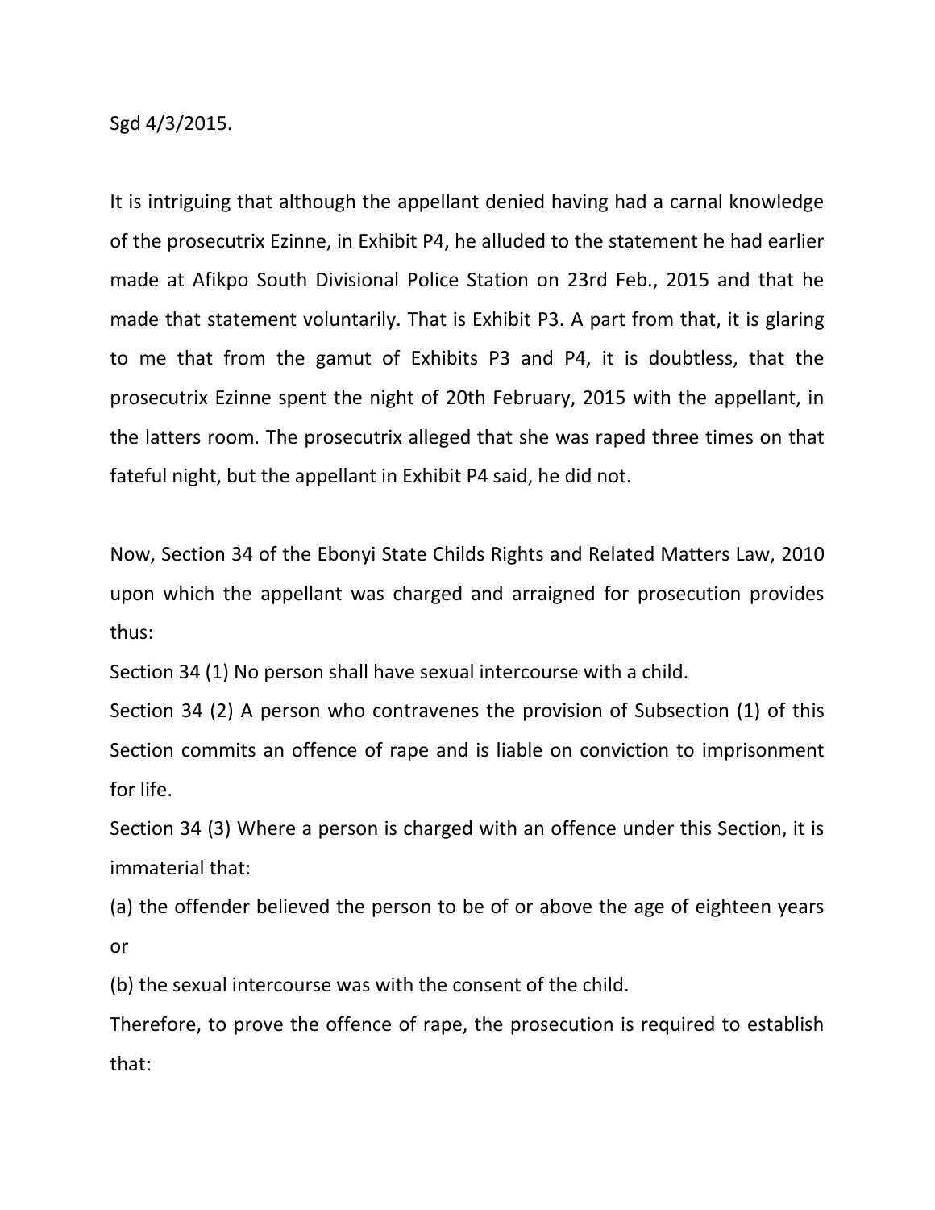Sgd 4/3/2015.

It is intriguing that although the appellant denied having had a carnal knowledge of the prosecutrix Ezinne, in Exhibit P4, he alluded to the statement he had earlier made at Afikpo South Divisional Police Station on 23rd Feb., 2015 and that he made that statement voluntarily. That is Exhibit P3. A part from that, it is glaring to me that from the gamut of Exhibits P3 and P4, it is doubtless, that the prosecutrix Ezinne spent the night of 20th February, 2015 with the appellant, in the latters room. The prosecutrix alleged that she was raped three times on that fateful night, but the appellant in Exhibit P4 said, he did not.

Now, Section 34 of the Ebonyi State Childs Rights and Related Matters Law, 2010 upon which the appellant was charged and arraigned for prosecution provides thus:

Section 34 (1) No person shall have sexual intercourse with a child.

Section 34 (2) A person who contravenes the provision of Subsection (1) of this Section commits an offence of rape and is liable on conviction to imprisonment for life.

Section 34 (3) Where a person is charged with an offence under this Section, it is immaterial that:

(a) the offender believed the person to be of or above the age of eighteen years or

(b) the sexual intercourse was with the consent of the child.

Therefore, to prove the offence of rape, the prosecution is required to establish that: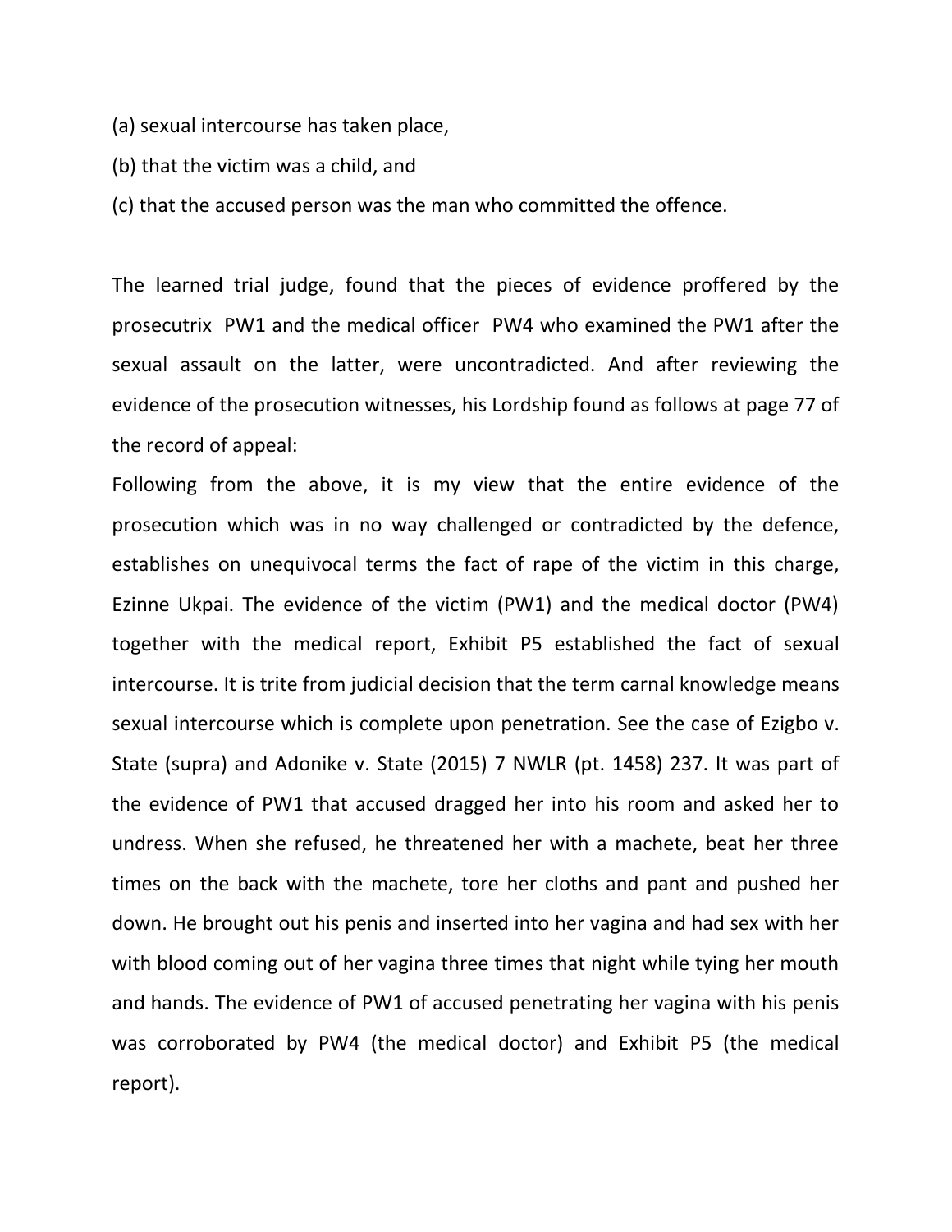(a) sexual intercourse has taken place,

(b) that the victim was a child, and

(c) that the accused person was the man who committed the offence.

The learned trial judge, found that the pieces of evidence proffered by the prosecutrix PW1 and the medical officer PW4 who examined the PW1 after the sexual assault on the latter, were uncontradicted. And after reviewing the evidence of the prosecution witnesses, his Lordship found as follows at page 77 of the record of appeal:

Following from the above, it is my view that the entire evidence of the prosecution which was in no way challenged or contradicted by the defence, establishes on unequivocal terms the fact of rape of the victim in this charge, Ezinne Ukpai. The evidence of the victim (PW1) and the medical doctor (PW4) together with the medical report, Exhibit P5 established the fact of sexual intercourse. It is trite from judicial decision that the term carnal knowledge means sexual intercourse which is complete upon penetration. See the case of Ezigbo v. State (supra) and Adonike v. State (2015) 7 NWLR (pt. 1458) 237. It was part of the evidence of PW1 that accused dragged her into his room and asked her to undress. When she refused, he threatened her with a machete, beat her three times on the back with the machete, tore her cloths and pant and pushed her down. He brought out his penis and inserted into her vagina and had sex with her with blood coming out of her vagina three times that night while tying her mouth and hands. The evidence of PW1 of accused penetrating her vagina with his penis was corroborated by PW4 (the medical doctor) and Exhibit P5 (the medical report).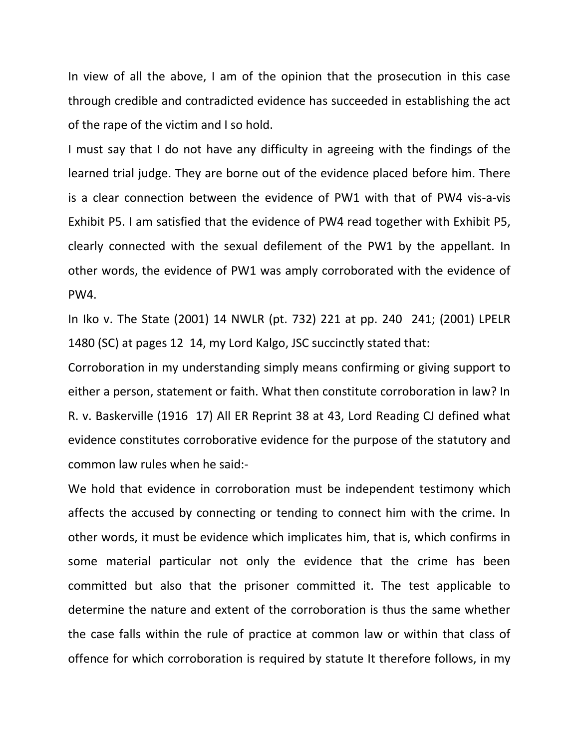In view of all the above, I am of the opinion that the prosecution in this case through credible and contradicted evidence has succeeded in establishing the act of the rape of the victim and I so hold.

I must say that I do not have any difficulty in agreeing with the findings of the learned trial judge. They are borne out of the evidence placed before him. There is a clear connection between the evidence of PW1 with that of PW4 vis-a-vis Exhibit P5. I am satisfied that the evidence of PW4 read together with Exhibit P5, clearly connected with the sexual defilement of the PW1 by the appellant. In other words, the evidence of PW1 was amply corroborated with the evidence of PW4.

In Iko v. The State (2001) 14 NWLR (pt. 732) 221 at pp. 240 241; (2001) LPELR 1480 (SC) at pages 12 14, my Lord Kalgo, JSC succinctly stated that:

Corroboration in my understanding simply means confirming or giving support to either a person, statement or faith. What then constitute corroboration in law? In R. v. Baskerville (1916 17) All ER Reprint 38 at 43, Lord Reading CJ defined what evidence constitutes corroborative evidence for the purpose of the statutory and common law rules when he said:-

We hold that evidence in corroboration must be independent testimony which affects the accused by connecting or tending to connect him with the crime. In other words, it must be evidence which implicates him, that is, which confirms in some material particular not only the evidence that the crime has been committed but also that the prisoner committed it. The test applicable to determine the nature and extent of the corroboration is thus the same whether the case falls within the rule of practice at common law or within that class of offence for which corroboration is required by statute It therefore follows, in my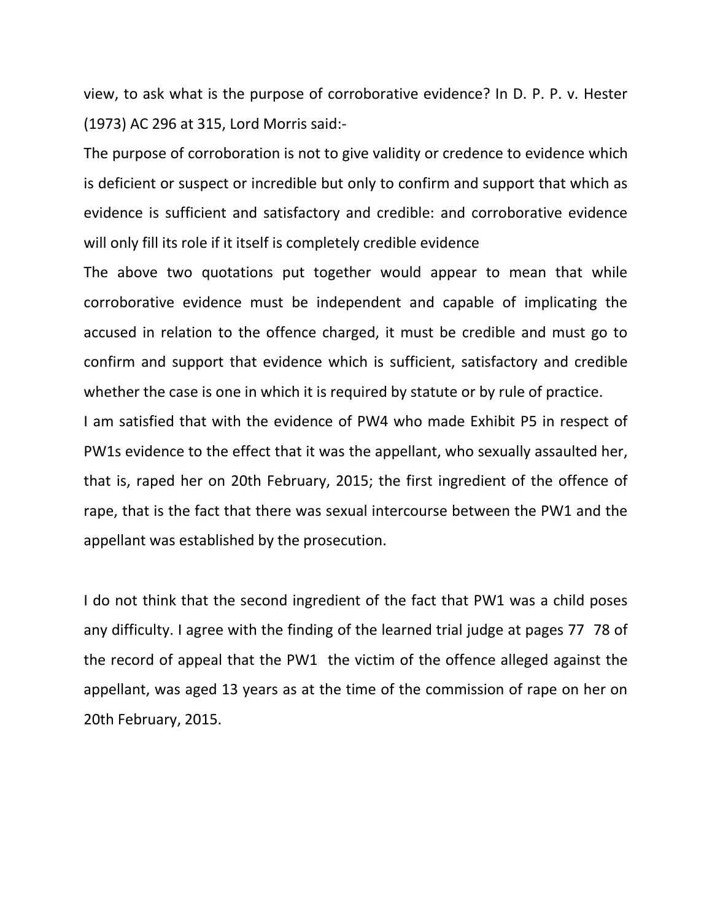view, to ask what is the purpose of corroborative evidence? In D. P. P. v. Hester (1973) AC 296 at 315, Lord Morris said:-

The purpose of corroboration is not to give validity or credence to evidence which is deficient or suspect or incredible but only to confirm and support that which as evidence is sufficient and satisfactory and credible: and corroborative evidence will only fill its role if it itself is completely credible evidence

The above two quotations put together would appear to mean that while corroborative evidence must be independent and capable of implicating the accused in relation to the offence charged, it must be credible and must go to confirm and support that evidence which is sufficient, satisfactory and credible whether the case is one in which it is required by statute or by rule of practice.

I am satisfied that with the evidence of PW4 who made Exhibit P5 in respect of PW1s evidence to the effect that it was the appellant, who sexually assaulted her, that is, raped her on 20th February, 2015; the first ingredient of the offence of rape, that is the fact that there was sexual intercourse between the PW1 and the appellant was established by the prosecution.

I do not think that the second ingredient of the fact that PW1 was a child poses any difficulty. I agree with the finding of the learned trial judge at pages 77 78 of the record of appeal that the PW1 the victim of the offence alleged against the appellant, was aged 13 years as at the time of the commission of rape on her on 20th February, 2015.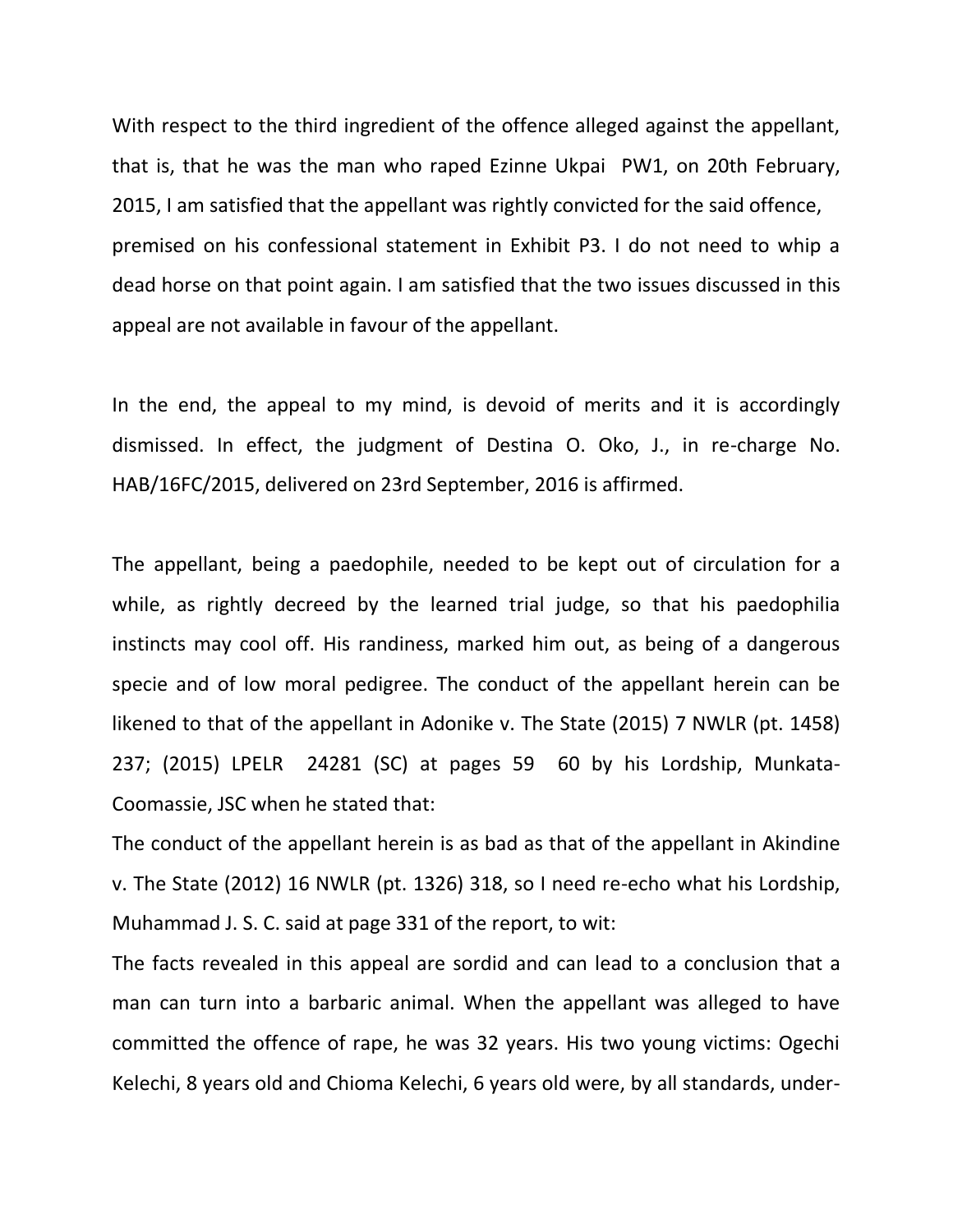With respect to the third ingredient of the offence alleged against the appellant, that is, that he was the man who raped Ezinne Ukpai PW1, on 20th February, 2015, I am satisfied that the appellant was rightly convicted for the said offence, premised on his confessional statement in Exhibit P3. I do not need to whip a dead horse on that point again. I am satisfied that the two issues discussed in this appeal are not available in favour of the appellant.

In the end, the appeal to my mind, is devoid of merits and it is accordingly dismissed. In effect, the judgment of Destina O. Oko, J., in re-charge No. HAB/16FC/2015, delivered on 23rd September, 2016 is affirmed.

The appellant, being a paedophile, needed to be kept out of circulation for a while, as rightly decreed by the learned trial judge, so that his paedophilia instincts may cool off. His randiness, marked him out, as being of a dangerous specie and of low moral pedigree. The conduct of the appellant herein can be likened to that of the appellant in Adonike v. The State (2015) 7 NWLR (pt. 1458) 237; (2015) LPELR 24281 (SC) at pages 59 60 by his Lordship, Munkata-Coomassie, JSC when he stated that:

The conduct of the appellant herein is as bad as that of the appellant in Akindine v. The State (2012) 16 NWLR (pt. 1326) 318, so I need re-echo what his Lordship, Muhammad J. S. C. said at page 331 of the report, to wit:

The facts revealed in this appeal are sordid and can lead to a conclusion that a man can turn into a barbaric animal. When the appellant was alleged to have committed the offence of rape, he was 32 years. His two young victims: Ogechi Kelechi, 8 years old and Chioma Kelechi, 6 years old were, by all standards, under-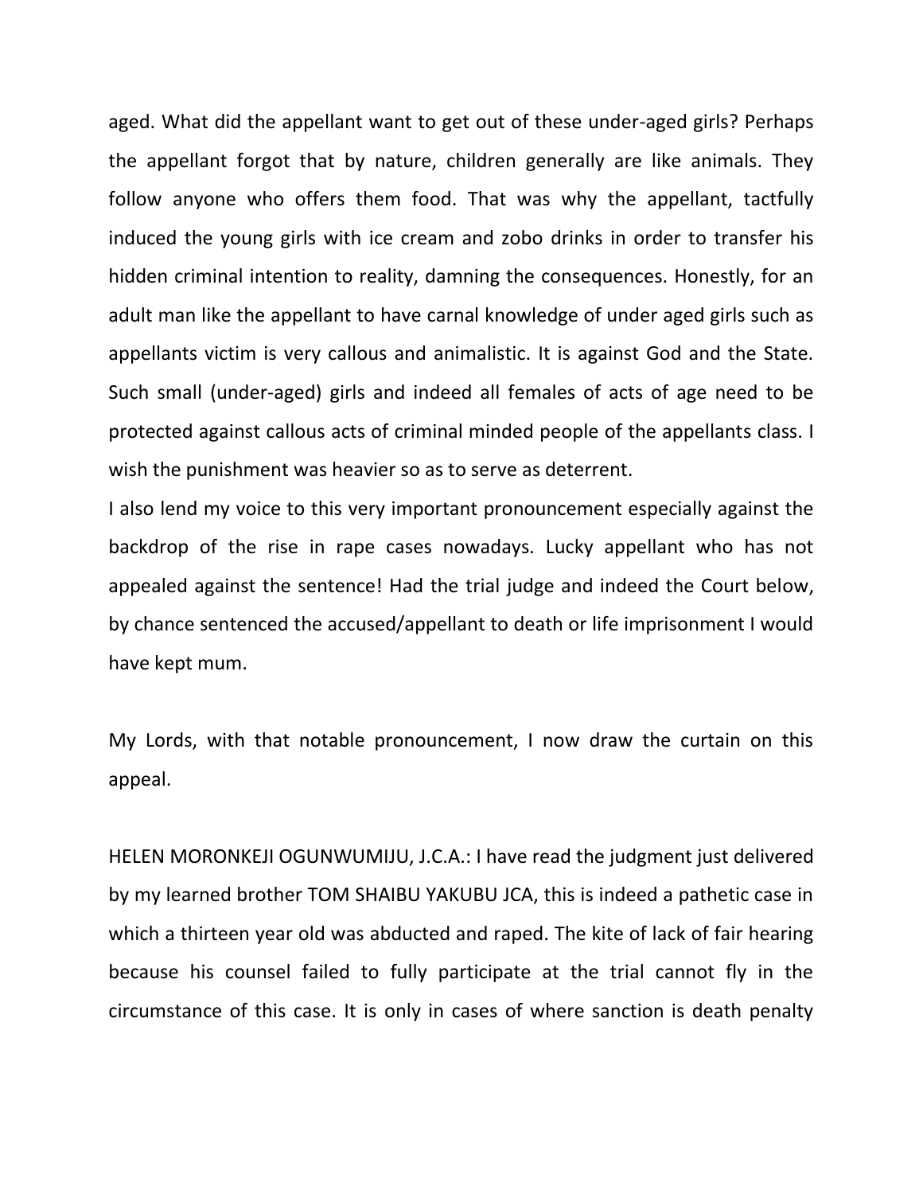aged. What did the appellant want to get out of these under-aged girls? Perhaps the appellant forgot that by nature, children generally are like animals. They follow anyone who offers them food. That was why the appellant, tactfully induced the young girls with ice cream and zobo drinks in order to transfer his hidden criminal intention to reality, damning the consequences. Honestly, for an adult man like the appellant to have carnal knowledge of under aged girls such as appellants victim is very callous and animalistic. It is against God and the State. Such small (under-aged) girls and indeed all females of acts of age need to be protected against callous acts of criminal minded people of the appellants class. I wish the punishment was heavier so as to serve as deterrent.

I also lend my voice to this very important pronouncement especially against the backdrop of the rise in rape cases nowadays. Lucky appellant who has not appealed against the sentence! Had the trial judge and indeed the Court below, by chance sentenced the accused/appellant to death or life imprisonment I would have kept mum.

My Lords, with that notable pronouncement, I now draw the curtain on this appeal.

HELEN MORONKEJI OGUNWUMIJU, J.C.A.: I have read the judgment just delivered by my learned brother TOM SHAIBU YAKUBU JCA, this is indeed a pathetic case in which a thirteen year old was abducted and raped. The kite of lack of fair hearing because his counsel failed to fully participate at the trial cannot fly in the circumstance of this case. It is only in cases of where sanction is death penalty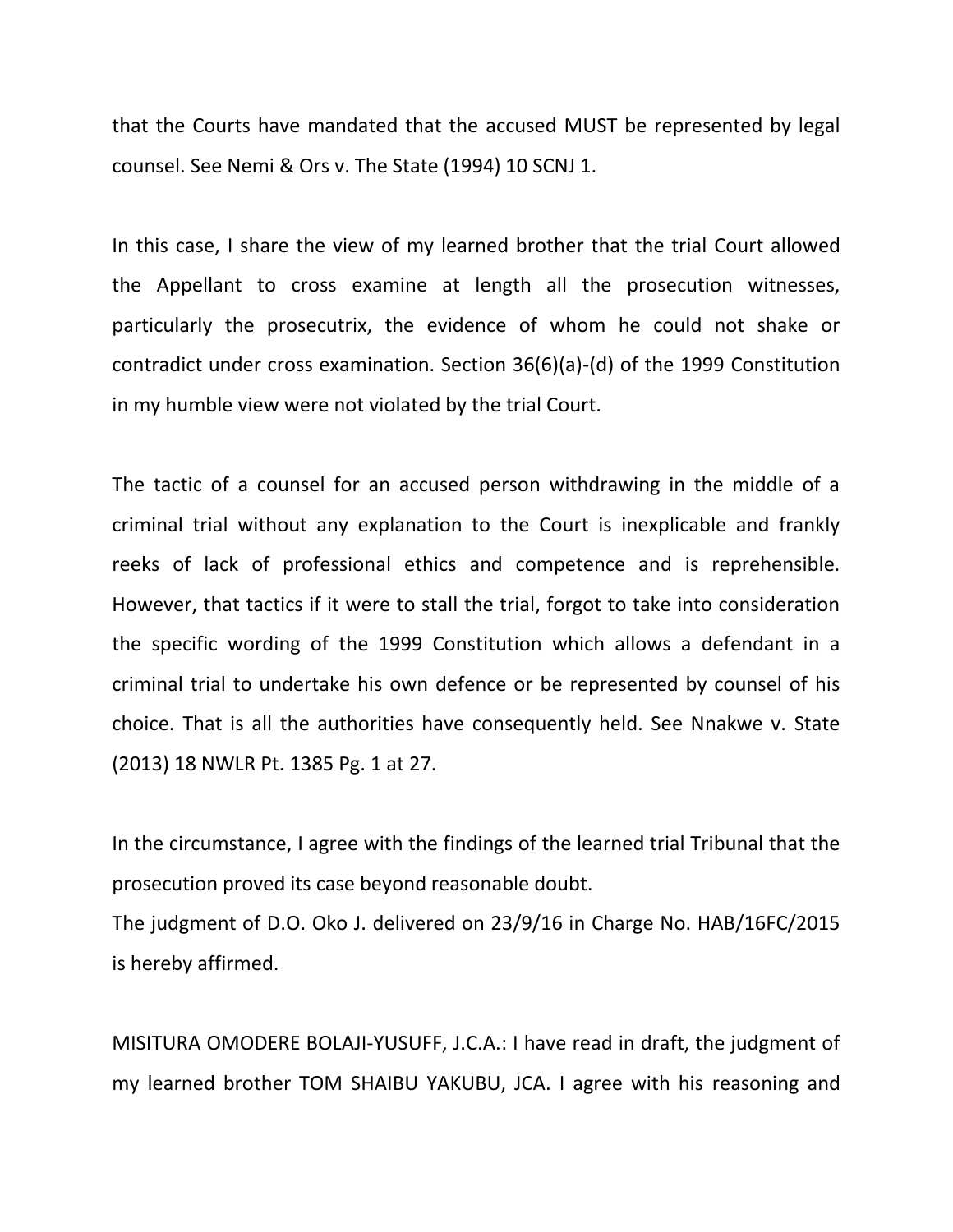that the Courts have mandated that the accused MUST be represented by legal counsel. See Nemi & Ors v. The State (1994) 10 SCNJ 1.

In this case, I share the view of my learned brother that the trial Court allowed the Appellant to cross examine at length all the prosecution witnesses, particularly the prosecutrix, the evidence of whom he could not shake or contradict under cross examination. Section 36(6)(a)-(d) of the 1999 Constitution in my humble view were not violated by the trial Court.

The tactic of a counsel for an accused person withdrawing in the middle of a criminal trial without any explanation to the Court is inexplicable and frankly reeks of lack of professional ethics and competence and is reprehensible. However, that tactics if it were to stall the trial, forgot to take into consideration the specific wording of the 1999 Constitution which allows a defendant in a criminal trial to undertake his own defence or be represented by counsel of his choice. That is all the authorities have consequently held. See Nnakwe v. State (2013) 18 NWLR Pt. 1385 Pg. 1 at 27.

In the circumstance, I agree with the findings of the learned trial Tribunal that the prosecution proved its case beyond reasonable doubt.
The judgment of D.O. Oko J. delivered on 23/9/16 in Charge No. HAB/16FC/2015 is hereby affirmed.

MISITURA OMODERE BOLAJI-YUSUFF, J.C.A.: I have read in draft, the judgment of my learned brother TOM SHAIBU YAKUBU, JCA. I agree with his reasoning and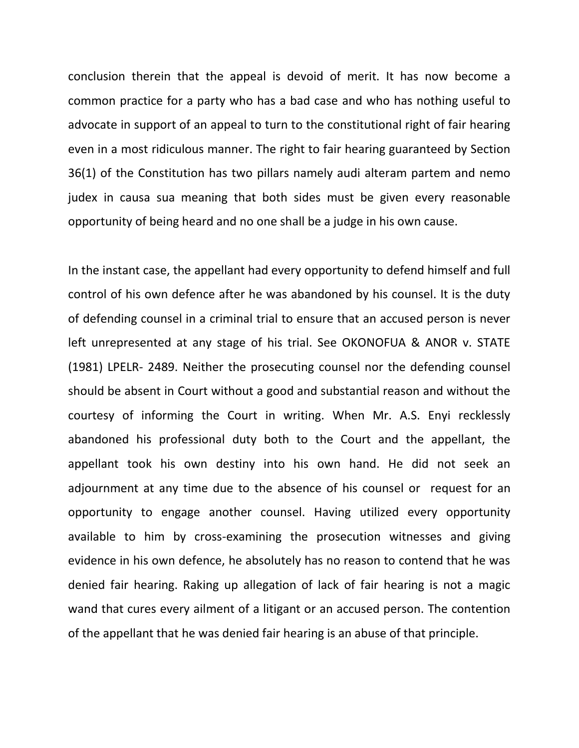conclusion therein that the appeal is devoid of merit. It has now become a common practice for a party who has a bad case and who has nothing useful to advocate in support of an appeal to turn to the constitutional right of fair hearing even in a most ridiculous manner. The right to fair hearing guaranteed by Section 36(1) of the Constitution has two pillars namely audi alteram partem and nemo judex in causa sua meaning that both sides must be given every reasonable opportunity of being heard and no one shall be a judge in his own cause.

In the instant case, the appellant had every opportunity to defend himself and full control of his own defence after he was abandoned by his counsel. It is the duty of defending counsel in a criminal trial to ensure that an accused person is never left unrepresented at any stage of his trial. See OKONOFUA & ANOR v. STATE (1981) LPELR- 2489. Neither the prosecuting counsel nor the defending counsel should be absent in Court without a good and substantial reason and without the courtesy of informing the Court in writing. When Mr. A.S. Enyi recklessly abandoned his professional duty both to the Court and the appellant, the appellant took his own destiny into his own hand. He did not seek an adjournment at any time due to the absence of his counsel or request for an opportunity to engage another counsel. Having utilized every opportunity available to him by cross-examining the prosecution witnesses and giving evidence in his own defence, he absolutely has no reason to contend that he was denied fair hearing. Raking up allegation of lack of fair hearing is not a magic wand that cures every ailment of a litigant or an accused person. The contention of the appellant that he was denied fair hearing is an abuse of that principle.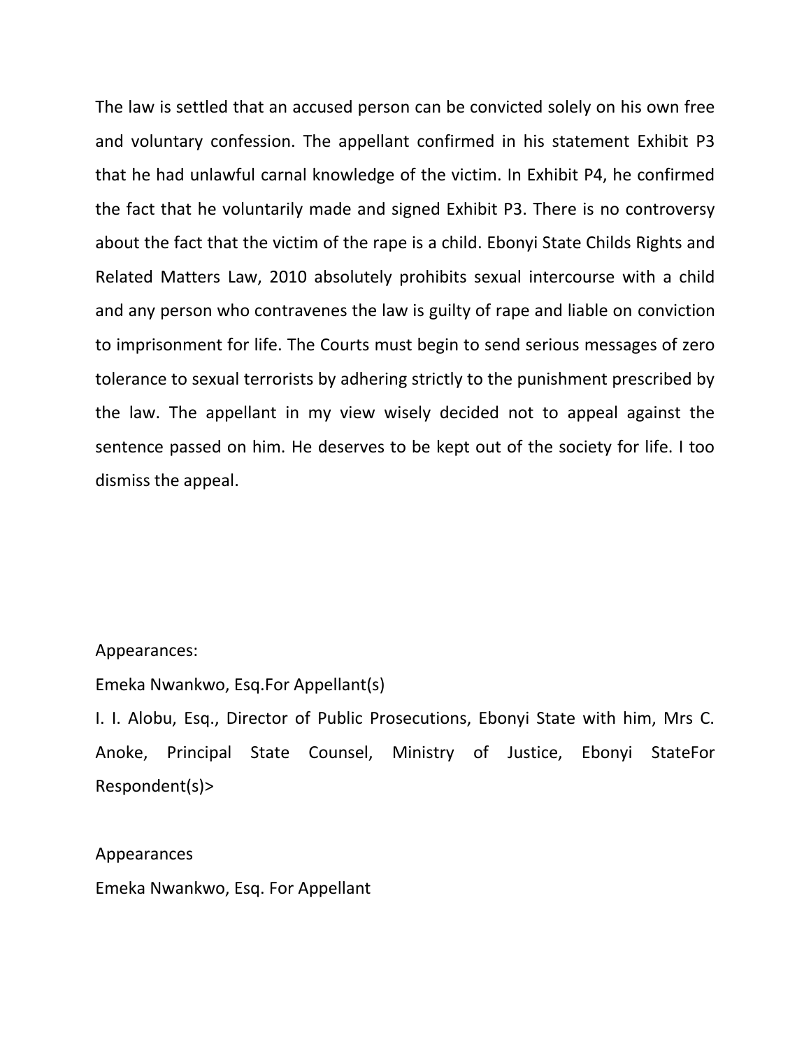The law is settled that an accused person can be convicted solely on his own free and voluntary confession. The appellant confirmed in his statement Exhibit P3 that he had unlawful carnal knowledge of the victim. In Exhibit P4, he confirmed the fact that he voluntarily made and signed Exhibit P3. There is no controversy about the fact that the victim of the rape is a child. Ebonyi State Childs Rights and Related Matters Law, 2010 absolutely prohibits sexual intercourse with a child and any person who contravenes the law is guilty of rape and liable on conviction to imprisonment for life. The Courts must begin to send serious messages of zero tolerance to sexual terrorists by adhering strictly to the punishment prescribed by the law. The appellant in my view wisely decided not to appeal against the sentence passed on him. He deserves to be kept out of the society for life. I too dismiss the appeal.

Appearances:

Emeka Nwankwo, Esq.For Appellant(s)

I. I. Alobu, Esq., Director of Public Prosecutions, Ebonyi State with him, Mrs C. Anoke, Principal State Counsel, Ministry of Justice, Ebonyi StateFor Respondent(s)>

Appearances

Emeka Nwankwo, Esq. For Appellant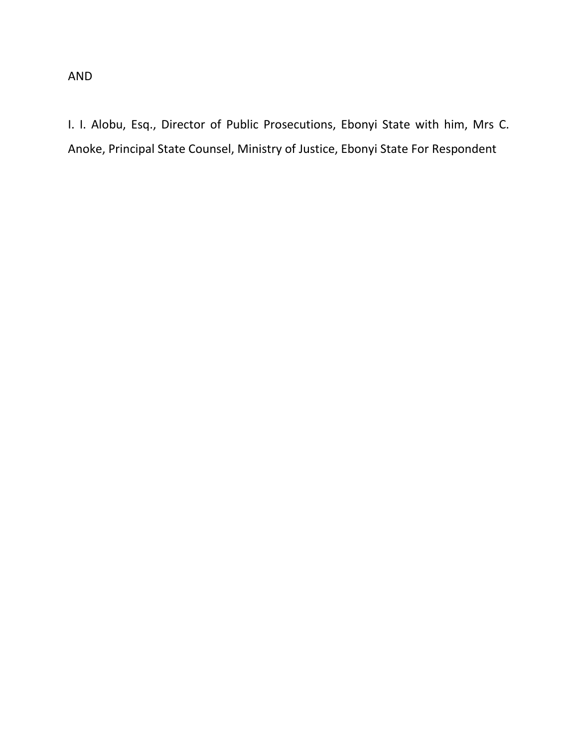AND

I. I. Alobu, Esq., Director of Public Prosecutions, Ebonyi State with him, Mrs C. Anoke, Principal State Counsel, Ministry of Justice, Ebonyi State For Respondent